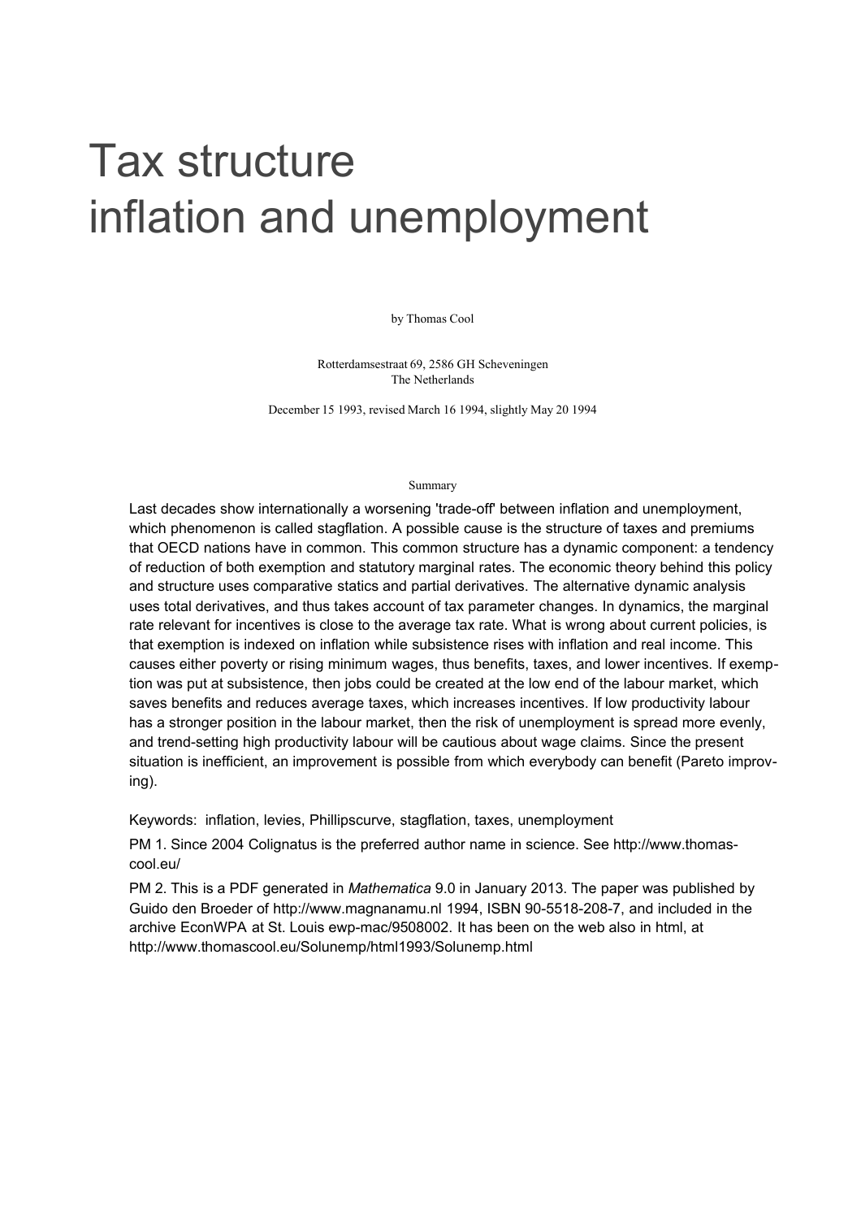# Tax structure inflation and unemployment

by Thomas Cool

Rotterdamsestraat 69, 2586 GH Scheveningen
The Netherlands

December 15 1993, revised March 16 1994, slightly May 20 1994

Summary

Last decades show internationally a worsening 'trade-off' between inflation and unemployment, which phenomenon is called stagflation. A possible cause is the structure of taxes and premiums that OECD nations have in common. This common structure has a dynamic component: a tendency of reduction of both exemption and statutory marginal rates. The economic theory behind this policy and structure uses comparative statics and partial derivatives. The alternative dynamic analysis uses total derivatives, and thus takes account of tax parameter changes. In dynamics, the marginal rate relevant for incentives is close to the average tax rate. What is wrong about current policies, is that exemption is indexed on inflation while subsistence rises with inflation and real income. This causes either poverty or rising minimum wages, thus benefits, taxes, and lower incentives. If exemption was put at subsistence, then jobs could be created at the low end of the labour market, which saves benefits and reduces average taxes, which increases incentives. If low productivity labour has a stronger position in the labour market, then the risk of unemployment is spread more evenly, and trend-setting high productivity labour will be cautious about wage claims. Since the present situation is inefficient, an improvement is possible from which everybody can benefit (Pareto improving).

Keywords: inflation, levies, Phillipscurve, stagflation, taxes, unemployment

PM 1. Since 2004 Colignatus is the preferred author name in science. See http://www.thomascool.eu/

PM 2. This is a PDF generated in *Mathematica* 9.0 in January 2013. The paper was published by Guido den Broeder of http://www.magnanamu.nl 1994, ISBN 90-5518-208-7, and included in the archive EconWPA at St. Louis ewp-mac/9508002. It has been on the web also in html, at http://www.thomascool.eu/Solunemp/html1993/Solunemp.html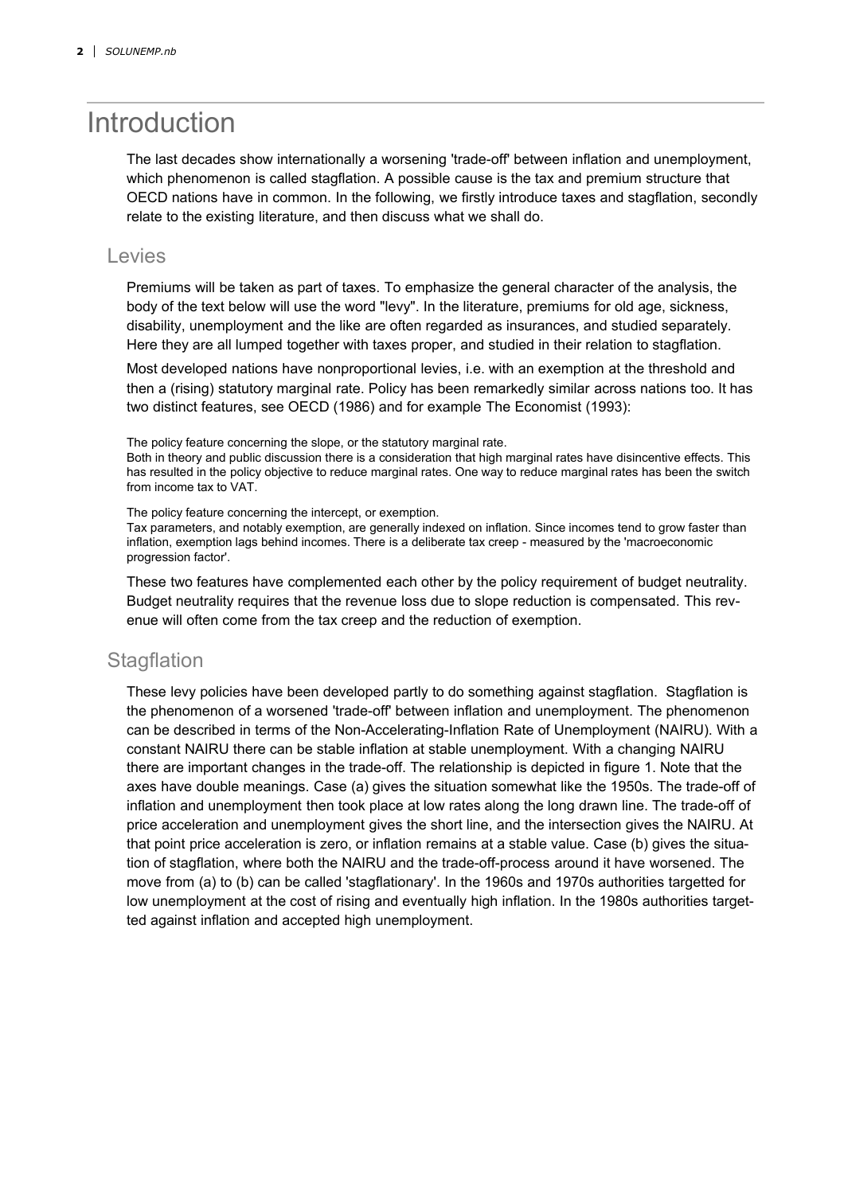# Introduction

The last decades show internationally a worsening 'trade-off' between inflation and unemployment, which phenomenon is called stagflation. A possible cause is the tax and premium structure that OECD nations have in common. In the following, we firstly introduce taxes and stagflation, secondly relate to the existing literature, and then discuss what we shall do.

## Levies

Premiums will be taken as part of taxes. To emphasize the general character of the analysis, the body of the text below will use the word "levy". In the literature, premiums for old age, sickness, disability, unemployment and the like are often regarded as insurances, and studied separately. Here they are all lumped together with taxes proper, and studied in their relation to stagflation.

Most developed nations have nonproportional levies, i.e. with an exemption at the threshold and then a (rising) statutory marginal rate. Policy has been remarkedly similar across nations too. It has two distinct features, see OECD (1986) and for example The Economist (1993):

The policy feature concerning the slope, or the statutory marginal rate.
Both in theory and public discussion there is a consideration that high marginal rates have disincentive effects. This has resulted in the policy objective to reduce marginal rates. One way to reduce marginal rates has been the switch from income tax to VAT.

The policy feature concerning the intercept, or exemption.
Tax parameters, and notably exemption, are generally indexed on inflation. Since incomes tend to grow faster than inflation, exemption lags behind incomes. There is a deliberate tax creep - measured by the 'macroeconomic progression factor'.

These two features have complemented each other by the policy requirement of budget neutrality. Budget neutrality requires that the revenue loss due to slope reduction is compensated. This revenue will often come from the tax creep and the reduction of exemption.

## Stagflation

These levy policies have been developed partly to do something against stagflation. Stagflation is the phenomenon of a worsened 'trade-off' between inflation and unemployment. The phenomenon can be described in terms of the Non-Accelerating-Inflation Rate of Unemployment (NAIRU). With a constant NAIRU there can be stable inflation at stable unemployment. With a changing NAIRU there are important changes in the trade-off. The relationship is depicted in figure 1. Note that the axes have double meanings. Case (a) gives the situation somewhat like the 1950s. The trade-off of inflation and unemployment then took place at low rates along the long drawn line. The trade-off of price acceleration and unemployment gives the short line, and the intersection gives the NAIRU. At that point price acceleration is zero, or inflation remains at a stable value. Case (b) gives the situation of stagflation, where both the NAIRU and the trade-off-process around it have worsened. The move from (a) to (b) can be called 'stagflationary'. In the 1960s and 1970s authorities targetted for low unemployment at the cost of rising and eventually high inflation. In the 1980s authorities targetted against inflation and accepted high unemployment.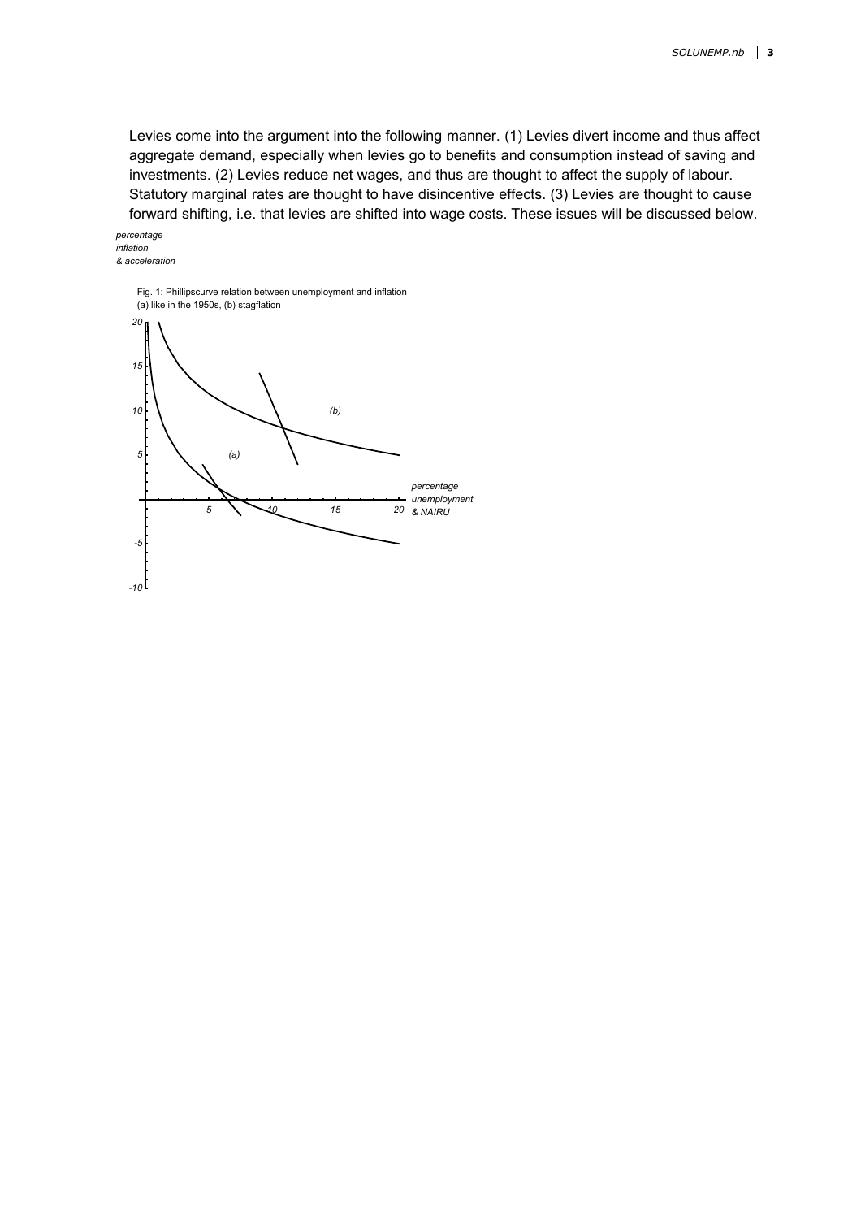Levies come into the argument into the following manner. (1) Levies divert income and thus affect aggregate demand, especially when levies go to benefits and consumption instead of saving and investments. (2) Levies reduce net wages, and thus are thought to affect the supply of labour. Statutory marginal rates are thought to have disincentive effects. (3) Levies are thought to cause forward shifting, i.e. that levies are shifted into wage costs. These issues will be discussed below.

Fig. 1: Phillipscurve relation between unemployment and inflation
(a) like in the 1950s, (b) stagflation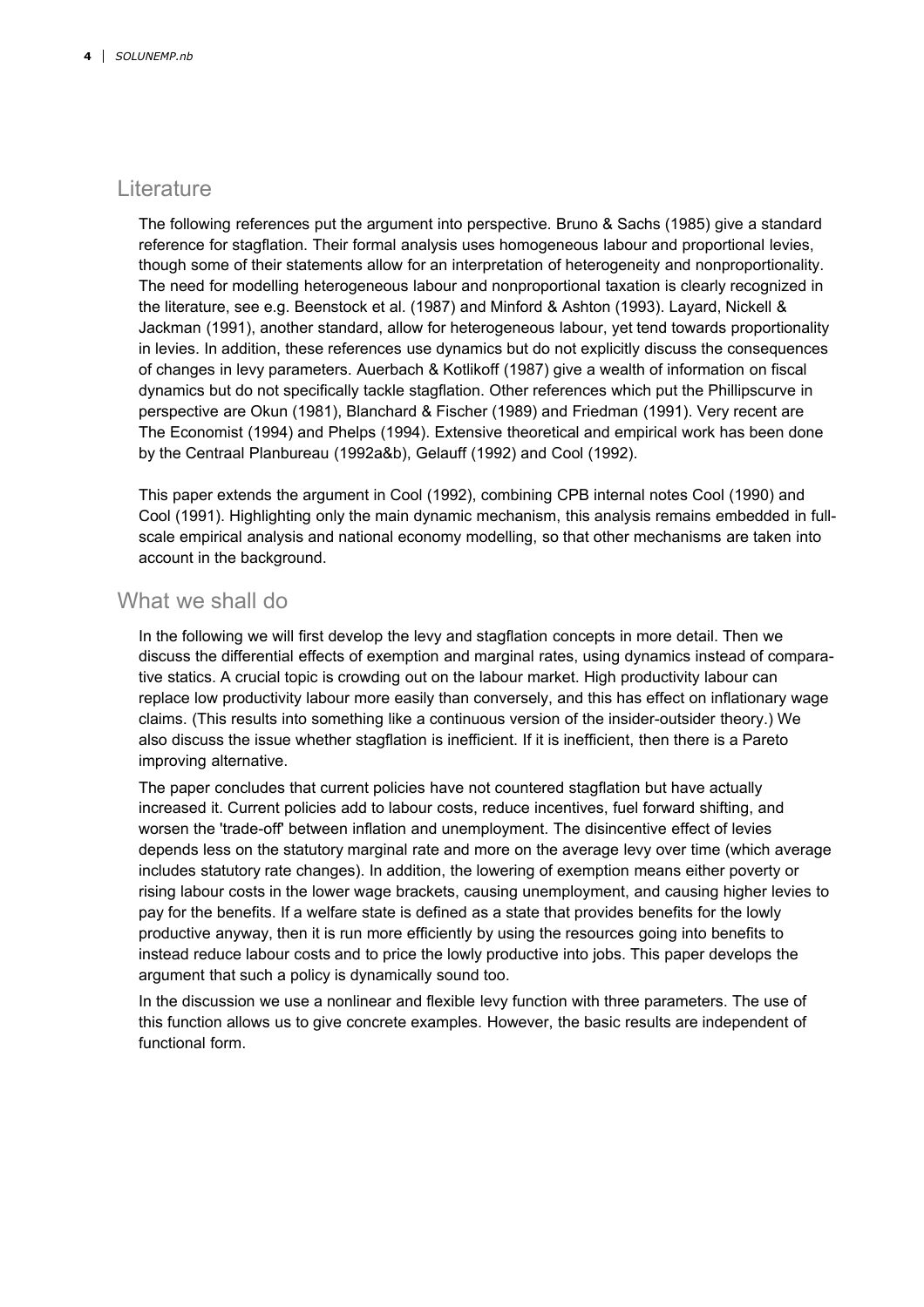## Literature

The following references put the argument into perspective. Bruno & Sachs (1985) give a standard reference for stagflation. Their formal analysis uses homogeneous labour and proportional levies, though some of their statements allow for an interpretation of heterogeneity and nonproportionality. The need for modelling heterogeneous labour and nonproportional taxation is clearly recognized in the literature, see e.g. Beenstock et al. (1987) and Minford & Ashton (1993). Layard, Nickell & Jackman (1991), another standard, allow for heterogeneous labour, yet tend towards proportionality in levies. In addition, these references use dynamics but do not explicitly discuss the consequences of changes in levy parameters. Auerbach & Kotlikoff (1987) give a wealth of information on fiscal dynamics but do not specifically tackle stagflation. Other references which put the Phillipscurve in perspective are Okun (1981), Blanchard & Fischer (1989) and Friedman (1991). Very recent are The Economist (1994) and Phelps (1994). Extensive theoretical and empirical work has been done by the Centraal Planbureau (1992a&b), Gelauff (1992) and Cool (1992).

This paper extends the argument in Cool (1992), combining CPB internal notes Cool (1990) and Cool (1991). Highlighting only the main dynamic mechanism, this analysis remains embedded in full-scale empirical analysis and national economy modelling, so that other mechanisms are taken into account in the background.

## What we shall do

In the following we will first develop the levy and stagflation concepts in more detail. Then we discuss the differential effects of exemption and marginal rates, using dynamics instead of comparative statics. A crucial topic is crowding out on the labour market. High productivity labour can replace low productivity labour more easily than conversely, and this has effect on inflationary wage claims. (This results into something like a continuous version of the insider-outsider theory.) We also discuss the issue whether stagflation is inefficient. If it is inefficient, then there is a Pareto improving alternative.

The paper concludes that current policies have not countered stagflation but have actually increased it. Current policies add to labour costs, reduce incentives, fuel forward shifting, and worsen the 'trade-off' between inflation and unemployment. The disincentive effect of levies depends less on the statutory marginal rate and more on the average levy over time (which average includes statutory rate changes). In addition, the lowering of exemption means either poverty or rising labour costs in the lower wage brackets, causing unemployment, and causing higher levies to pay for the benefits. If a welfare state is defined as a state that provides benefits for the lowly productive anyway, then it is run more efficiently by using the resources going into benefits to instead reduce labour costs and to price the lowly productive into jobs. This paper develops the argument that such a policy is dynamically sound too.

In the discussion we use a nonlinear and flexible levy function with three parameters. The use of this function allows us to give concrete examples. However, the basic results are independent of functional form.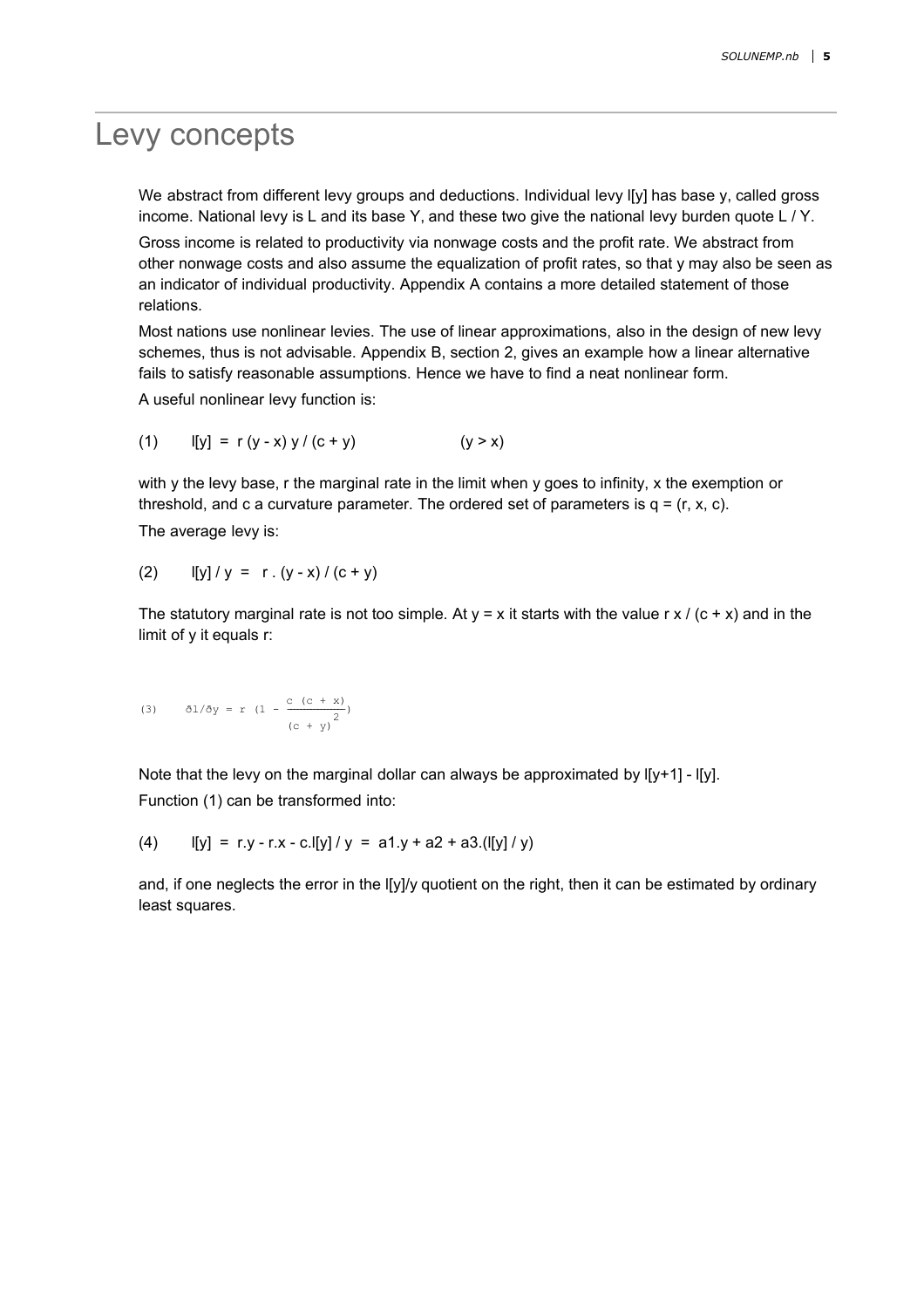# Levy concepts

We abstract from different levy groups and deductions. Individual levy l[y] has base y, called gross income. National levy is L and its base Y, and these two give the national levy burden quote L / Y.

Gross income is related to productivity via nonwage costs and the profit rate. We abstract from other nonwage costs and also assume the equalization of profit rates, so that y may also be seen as an indicator of individual productivity. Appendix A contains a more detailed statement of those relations.

Most nations use nonlinear levies. The use of linear approximations, also in the design of new levy schemes, thus is not advisable. Appendix B, section 2, gives an example how a linear alternative fails to satisfy reasonable assumptions. Hence we have to find a neat nonlinear form.

A useful nonlinear levy function is:

(1) $\quad l[y] = r (y - x) y / (c + y) \qquad (y > x)$

with y the levy base, r the marginal rate in the limit when y goes to infinity, x the exemption or threshold, and c a curvature parameter. The ordered set of parameters is q = (r, x, c).

The average levy is:

(2) $\quad l[y] / y = r . (y - x) / (c + y)$

The statutory marginal rate is not too simple. At y = x it starts with the value r x / (c + x) and in the limit of y it equals r:

(3) $$\partial l / \partial y = r \left(1 - \frac{c\ (c + x)}{(c + y)^2}\right)$$

Note that the levy on the marginal dollar can always be approximated by l[y+1] - l[y].

Function (1) can be transformed into:

(4) $\quad l[y] = r.y - r.x - c.l[y] / y = a1.y + a2 + a3.(l[y] / y)$

and, if one neglects the error in the l[y]/y quotient on the right, then it can be estimated by ordinary least squares.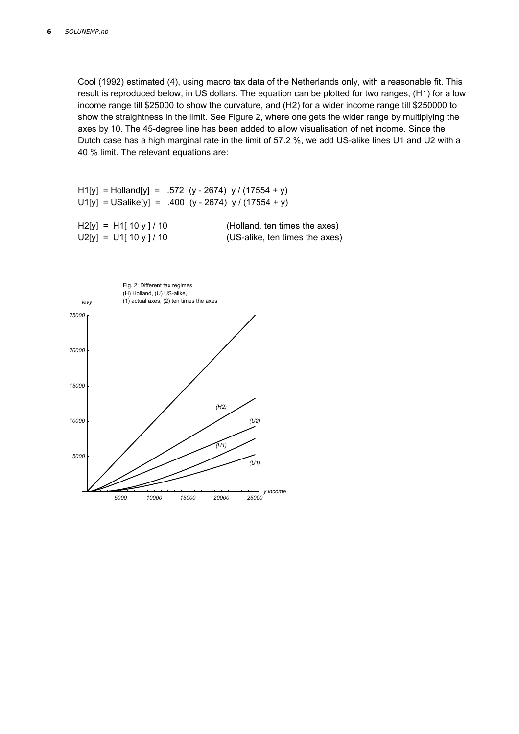Cool (1992) estimated (4), using macro tax data of the Netherlands only, with a reasonable fit. This result is reproduced below, in US dollars. The equation can be plotted for two ranges, (H1) for a low income range till \$25000 to show the curvature, and (H2) for a wider income range till \$250000 to show the straightness in the limit. See Figure 2, where one gets the wider range by multiplying the axes by 10. The 45-degree line has been added to allow visualisation of net income. Since the Dutch case has a high marginal rate in the limit of 57.2 %, we add US-alike lines U1 and U2 with a 40 % limit. The relevant equations are:

```
H1[y] = Holland[y] =  .572 (y - 2674) y / (17554 + y)
U1[y] = USalike[y] =  .400 (y - 2674) y / (17554 + y)

H2[y] = H1[ 10 y ] / 10           (Holland, ten times the axes)
U2[y] = U1[ 10 y ] / 10           (US-alike, ten times the axes)
```

Fig. 2: Different tax regimes
(H) Holland, (U) US-alike,
(1) actual axes, (2) ten times the axes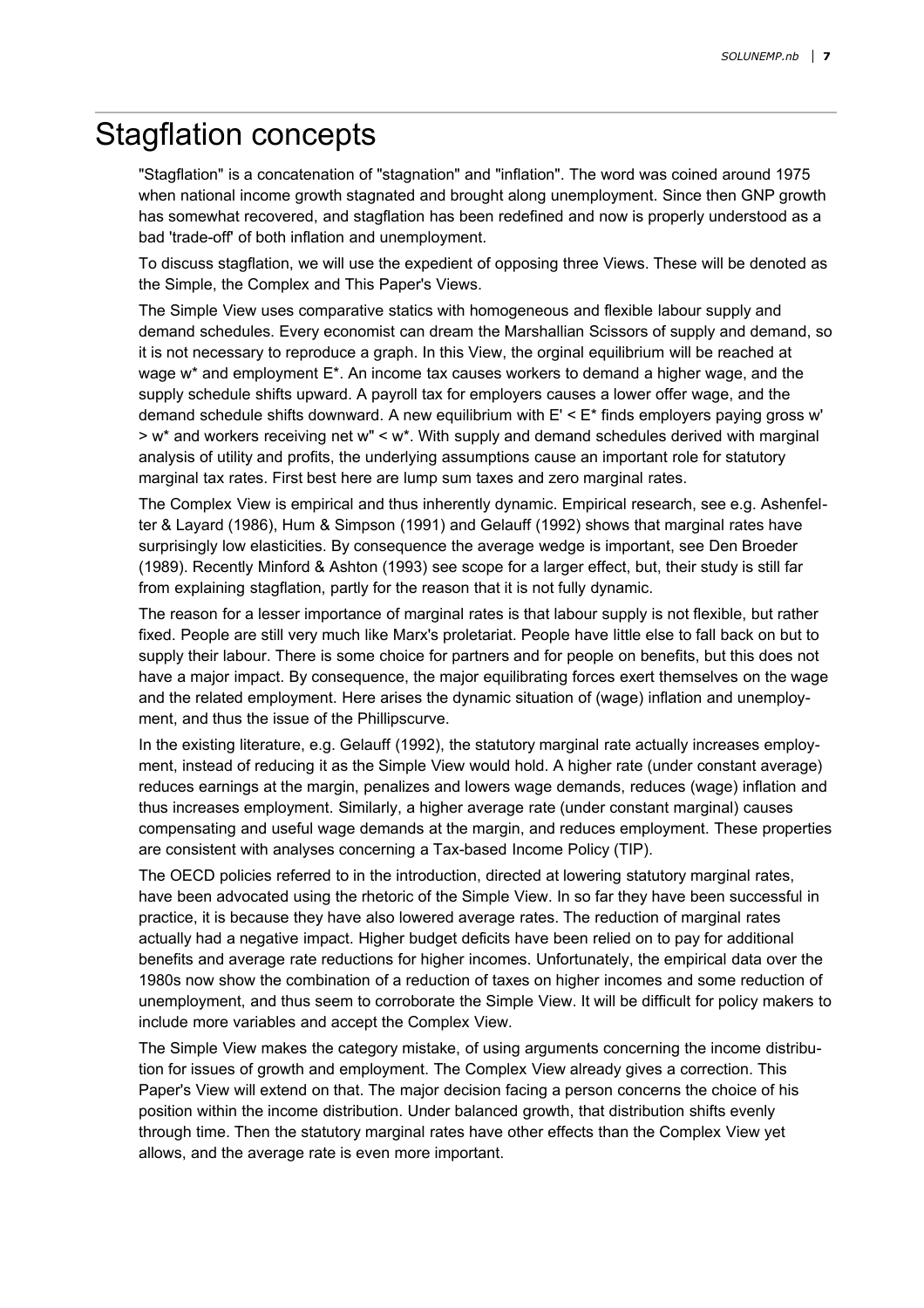# Stagflation concepts

"Stagflation" is a concatenation of "stagnation" and "inflation". The word was coined around 1975 when national income growth stagnated and brought along unemployment. Since then GNP growth has somewhat recovered, and stagflation has been redefined and now is properly understood as a bad 'trade-off' of both inflation and unemployment.

To discuss stagflation, we will use the expedient of opposing three Views. These will be denoted as the Simple, the Complex and This Paper's Views.

The Simple View uses comparative statics with homogeneous and flexible labour supply and demand schedules. Every economist can dream the Marshallian Scissors of supply and demand, so it is not necessary to reproduce a graph. In this View, the orginal equilibrium will be reached at wage $w^*$ and employment $E^*$. An income tax causes workers to demand a higher wage, and the supply schedule shifts upward. A payroll tax for employers causes a lower offer wage, and the demand schedule shifts downward. A new equilibrium with $E' < E^*$ finds employers paying gross $w' > w^*$ and workers receiving net $w'' < w^*$. With supply and demand schedules derived with marginal analysis of utility and profits, the underlying assumptions cause an important role for statutory marginal tax rates. First best here are lump sum taxes and zero marginal rates.

The Complex View is empirical and thus inherently dynamic. Empirical research, see e.g. Ashenfelter & Layard (1986), Hum & Simpson (1991) and Gelauff (1992) shows that marginal rates have surprisingly low elasticities. By consequence the average wedge is important, see Den Broeder (1989). Recently Minford & Ashton (1993) see scope for a larger effect, but, their study is still far from explaining stagflation, partly for the reason that it is not fully dynamic.

The reason for a lesser importance of marginal rates is that labour supply is not flexible, but rather fixed. People are still very much like Marx's proletariat. People have little else to fall back on but to supply their labour. There is some choice for partners and for people on benefits, but this does not have a major impact. By consequence, the major equilibrating forces exert themselves on the wage and the related employment. Here arises the dynamic situation of (wage) inflation and unemployment, and thus the issue of the Phillipscurve.

In the existing literature, e.g. Gelauff (1992), the statutory marginal rate actually increases employment, instead of reducing it as the Simple View would hold. A higher rate (under constant average) reduces earnings at the margin, penalizes and lowers wage demands, reduces (wage) inflation and thus increases employment. Similarly, a higher average rate (under constant marginal) causes compensating and useful wage demands at the margin, and reduces employment. These properties are consistent with analyses concerning a Tax-based Income Policy (TIP).

The OECD policies referred to in the introduction, directed at lowering statutory marginal rates, have been advocated using the rhetoric of the Simple View. In so far they have been successful in practice, it is because they have also lowered average rates. The reduction of marginal rates actually had a negative impact. Higher budget deficits have been relied on to pay for additional benefits and average rate reductions for higher incomes. Unfortunately, the empirical data over the 1980s now show the combination of a reduction of taxes on higher incomes and some reduction of unemployment, and thus seem to corroborate the Simple View. It will be difficult for policy makers to include more variables and accept the Complex View.

The Simple View makes the category mistake, of using arguments concerning the income distribution for issues of growth and employment. The Complex View already gives a correction. This Paper's View will extend on that. The major decision facing a person concerns the choice of his position within the income distribution. Under balanced growth, that distribution shifts evenly through time. Then the statutory marginal rates have other effects than the Complex View yet allows, and the average rate is even more important.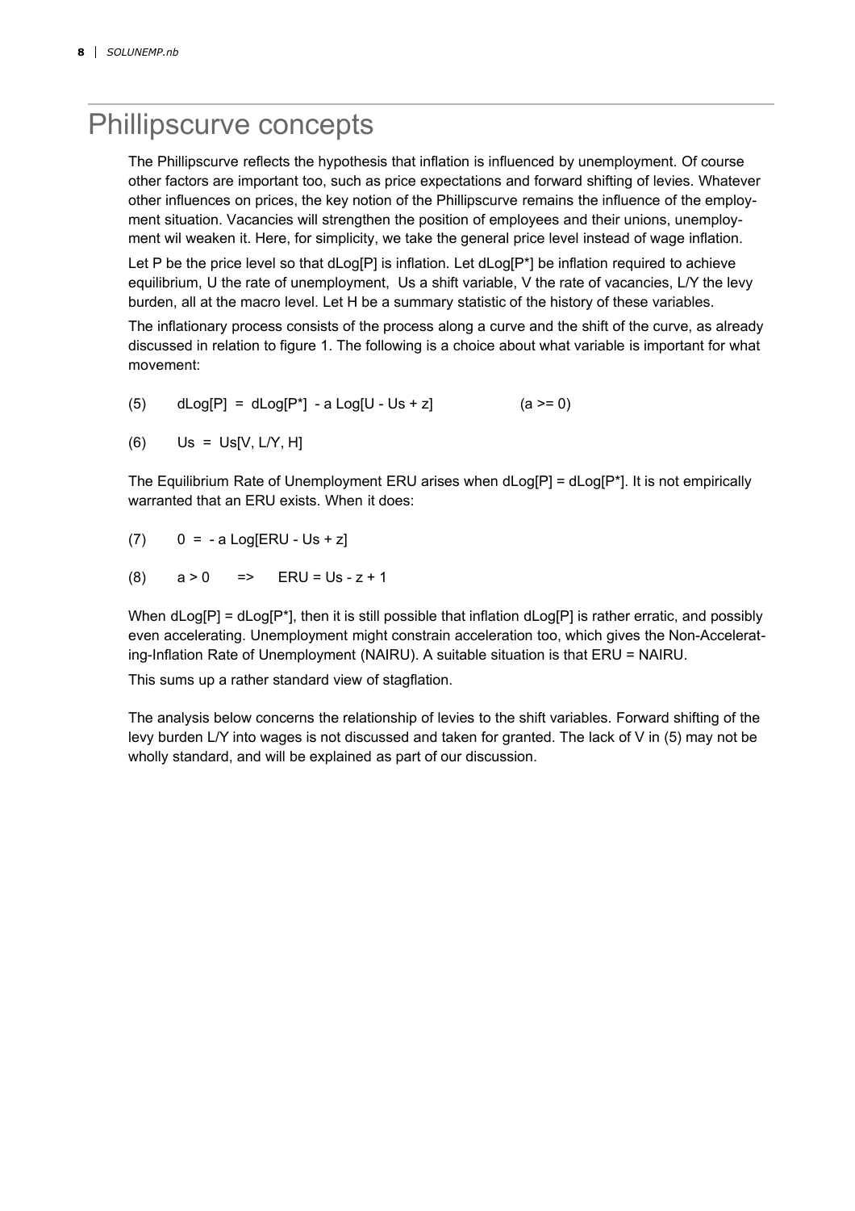# Phillipscurve concepts

The Phillipscurve reflects the hypothesis that inflation is influenced by unemployment. Of course other factors are important too, such as price expectations and forward shifting of levies. Whatever other influences on prices, the key notion of the Phillipscurve remains the influence of the employment situation. Vacancies will strengthen the position of employees and their unions, unemployment wil weaken it. Here, for simplicity, we take the general price level instead of wage inflation.

Let P be the price level so that dLog[P] is inflation. Let dLog[P*] be inflation required to achieve equilibrium, U the rate of unemployment, Us a shift variable, V the rate of vacancies, L/Y the levy burden, all at the macro level. Let H be a summary statistic of the history of these variables.

The inflationary process consists of the process along a curve and the shift of the curve, as already discussed in relation to figure 1. The following is a choice about what variable is important for what movement:

$$\text{(5)} \qquad dLog[P] = dLog[P^*] - a\, Log[U - Us + z] \qquad (a >= 0)$$

$$\text{(6)} \qquad Us = Us[V, L/Y, H]$$

The Equilibrium Rate of Unemployment ERU arises when dLog[P] = dLog[P*]. It is not empirically warranted that an ERU exists. When it does:

$$\text{(7)} \qquad 0 = - a\, Log[ERU - Us + z]$$

$$\text{(8)} \qquad a > 0 \quad => \quad ERU = Us - z + 1$$

When dLog[P] = dLog[P*], then it is still possible that inflation dLog[P] is rather erratic, and possibly even accelerating. Unemployment might constrain acceleration too, which gives the Non-Accelerating-Inflation Rate of Unemployment (NAIRU). A suitable situation is that ERU = NAIRU.

This sums up a rather standard view of stagflation.

The analysis below concerns the relationship of levies to the shift variables. Forward shifting of the levy burden L/Y into wages is not discussed and taken for granted. The lack of V in (5) may not be wholly standard, and will be explained as part of our discussion.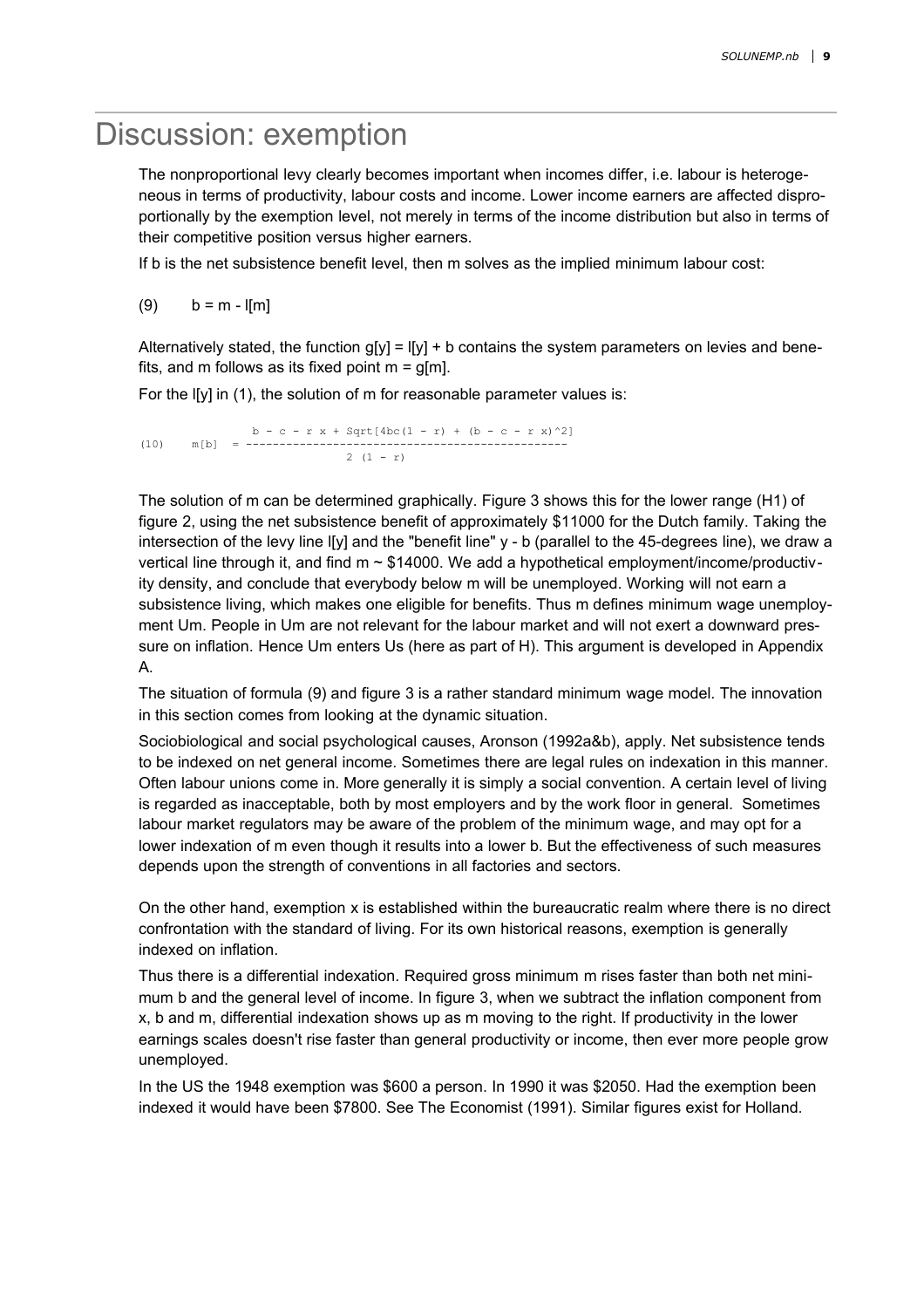# Discussion: exemption

The nonproportional levy clearly becomes important when incomes differ, i.e. labour is heterogeneous in terms of productivity, labour costs and income. Lower income earners are affected disproportionally by the exemption level, not merely in terms of the income distribution but also in terms of their competitive position versus higher earners.

If b is the net subsistence benefit level, then m solves as the implied minimum labour cost:

$$(9) \qquad b = m - l[m]$$

Alternatively stated, the function $g[y] = l[y] + b$ contains the system parameters on levies and benefits, and m follows as its fixed point $m = g[m]$.

For the l[y] in (1), the solution of m for reasonable parameter values is:

$$(10) \qquad m[b] = \frac{b - c - r\,x + \sqrt{4bc(1 - r) + (b - c - r\,x)^2}}{2\,(1 - r)}$$

The solution of m can be determined graphically. Figure 3 shows this for the lower range (H1) of figure 2, using the net subsistence benefit of approximately \$11000 for the Dutch family. Taking the intersection of the levy line l[y] and the "benefit line" y - b (parallel to the 45-degrees line), we draw a vertical line through it, and find m ~ \$14000. We add a hypothetical employment/income/productivity density, and conclude that everybody below m will be unemployed. Working will not earn a subsistence living, which makes one eligible for benefits. Thus m defines minimum wage unemployment Um. People in Um are not relevant for the labour market and will not exert a downward pressure on inflation. Hence Um enters Us (here as part of H). This argument is developed in Appendix A.

The situation of formula (9) and figure 3 is a rather standard minimum wage model. The innovation in this section comes from looking at the dynamic situation.

Sociobiological and social psychological causes, Aronson (1992a&b), apply. Net subsistence tends to be indexed on net general income. Sometimes there are legal rules on indexation in this manner. Often labour unions come in. More generally it is simply a social convention. A certain level of living is regarded as inacceptable, both by most employers and by the work floor in general. Sometimes labour market regulators may be aware of the problem of the minimum wage, and may opt for a lower indexation of m even though it results into a lower b. But the effectiveness of such measures depends upon the strength of conventions in all factories and sectors.

On the other hand, exemption x is established within the bureaucratic realm where there is no direct confrontation with the standard of living. For its own historical reasons, exemption is generally indexed on inflation.

Thus there is a differential indexation. Required gross minimum m rises faster than both net minimum b and the general level of income. In figure 3, when we subtract the inflation component from x, b and m, differential indexation shows up as m moving to the right. If productivity in the lower earnings scales doesn't rise faster than general productivity or income, then ever more people grow unemployed.

In the US the 1948 exemption was \$600 a person. In 1990 it was \$2050. Had the exemption been indexed it would have been \$7800. See The Economist (1991). Similar figures exist for Holland.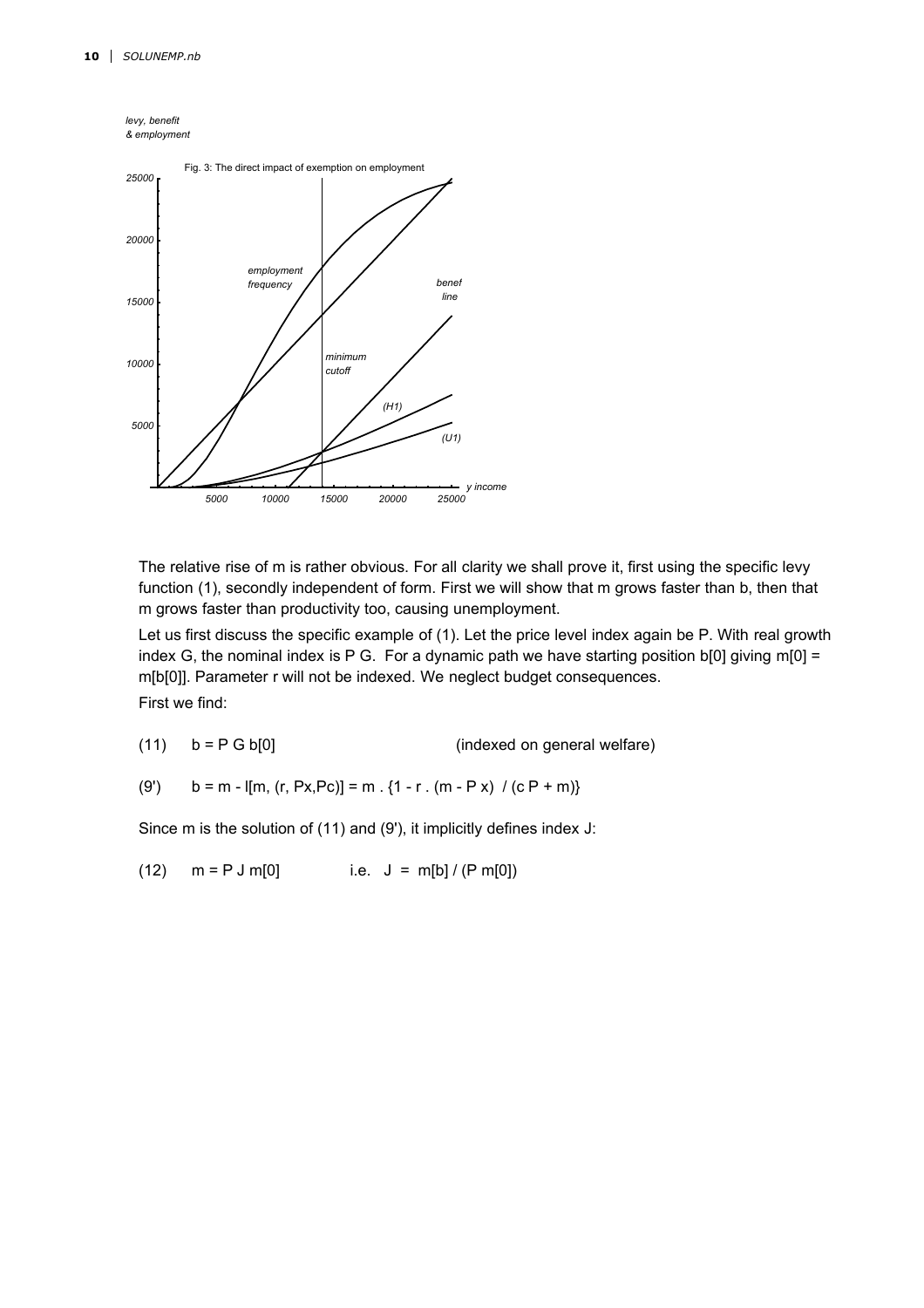Fig. 3: The direct impact of exemption on employment

The relative rise of m is rather obvious. For all clarity we shall prove it, first using the specific levy function (1), secondly independent of form. First we will show that m grows faster than b, then that m grows faster than productivity too, causing unemployment.

Let us first discuss the specific example of (1). Let the price level index again be P. With real growth index G, the nominal index is P G. For a dynamic path we have starting position b[0] giving m[0] = m[b[0]]. Parameter r will not be indexed. We neglect budget consequences.

First we find:

$$(11) \qquad b = P\, G\, b[0] \qquad\qquad \text{(indexed on general welfare)}$$

$$(9') \qquad b = m - l[m, (r, Px, Pc)] = m \,.\, \{1 - r \,.\, (m - P\, x)\ /\ (c\, P + m)\}$$

Since m is the solution of (11) and (9'), it implicitly defines index J:

$$(12) \qquad m = P\, J\, m[0] \qquad\qquad \text{i.e.}\quad J = m[b]\ /\ (P\, m[0])$$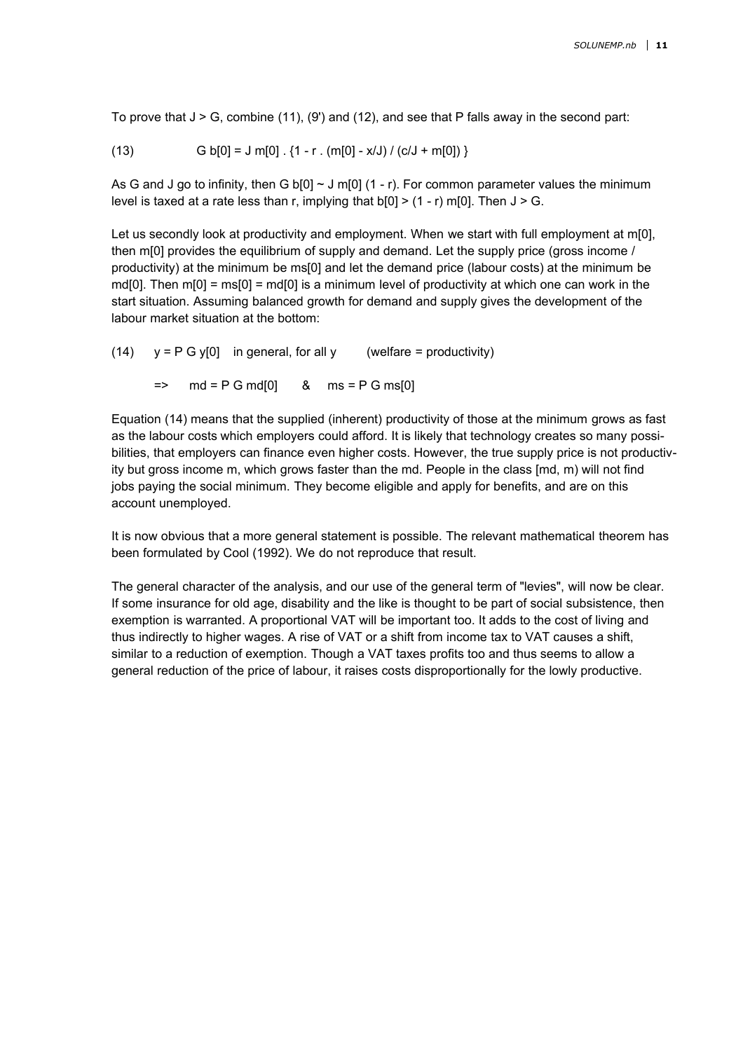To prove that $J > G$, combine (11), (9') and (12), and see that P falls away in the second part:

$$G\, b[0] = J\, m[0] \,.\, \{1 - r \,.\, (m[0] - x/J) / (c/J + m[0])\} \qquad (13)$$

As G and J go to infinity, then $G\, b[0] \sim J\, m[0]\, (1 - r)$. For common parameter values the minimum level is taxed at a rate less than r, implying that $b[0] > (1 - r)\, m[0]$. Then $J > G$.

Let us secondly look at productivity and employment. When we start with full employment at m[0], then m[0] provides the equilibrium of supply and demand. Let the supply price (gross income / productivity) at the minimum be ms[0] and let the demand price (labour costs) at the minimum be md[0]. Then $m[0] = ms[0] = md[0]$ is a minimum level of productivity at which one can work in the start situation. Assuming balanced growth for demand and supply gives the development of the labour market situation at the bottom:

$$y = P\, G\, y[0] \quad \text{in general, for all } y \qquad \text{(welfare = productivity)} \qquad (14)$$

$$\Rightarrow \quad md = P\, G\, md[0] \quad \& \quad ms = P\, G\, ms[0]$$

Equation (14) means that the supplied (inherent) productivity of those at the minimum grows as fast as the labour costs which employers could afford. It is likely that technology creates so many possibilities, that employers can finance even higher costs. However, the true supply price is not productivity but gross income m, which grows faster than the md. People in the class [md, m) will not find jobs paying the social minimum. They become eligible and apply for benefits, and are on this account unemployed.

It is now obvious that a more general statement is possible. The relevant mathematical theorem has been formulated by Cool (1992). We do not reproduce that result.

The general character of the analysis, and our use of the general term of "levies", will now be clear. If some insurance for old age, disability and the like is thought to be part of social subsistence, then exemption is warranted. A proportional VAT will be important too. It adds to the cost of living and thus indirectly to higher wages. A rise of VAT or a shift from income tax to VAT causes a shift, similar to a reduction of exemption. Though a VAT taxes profits too and thus seems to allow a general reduction of the price of labour, it raises costs disproportionally for the lowly productive.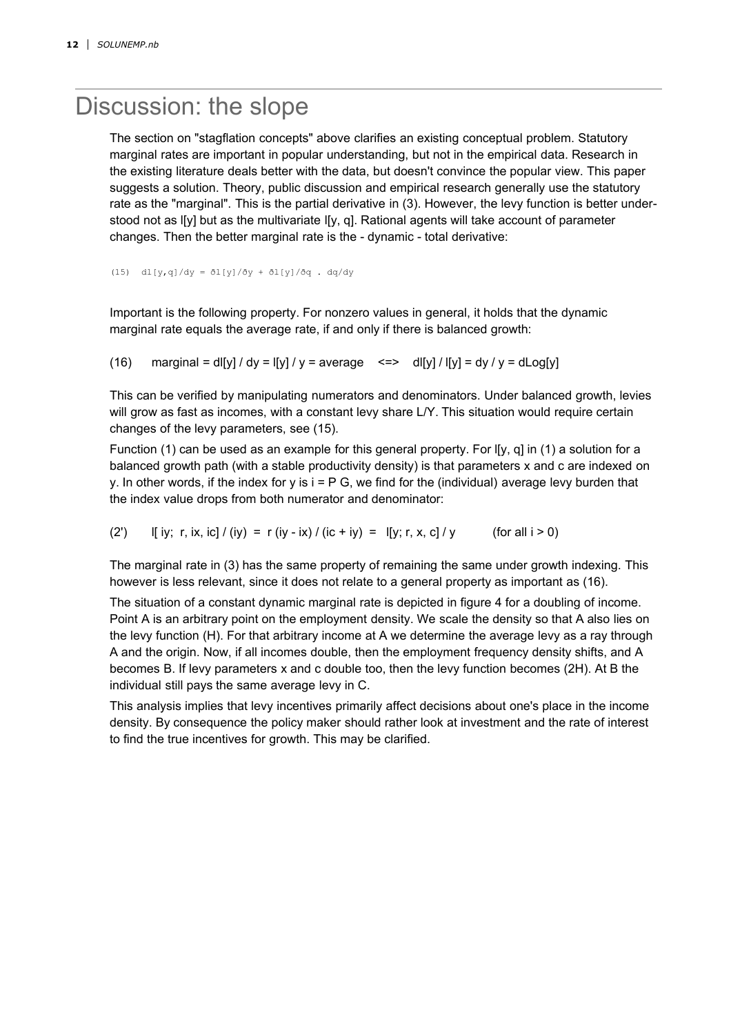# Discussion: the slope

The section on "stagflation concepts" above clarifies an existing conceptual problem. Statutory marginal rates are important in popular understanding, but not in the empirical data. Research in the existing literature deals better with the data, but doesn't convince the popular view. This paper suggests a solution. Theory, public discussion and empirical research generally use the statutory rate as the "marginal". This is the partial derivative in (3). However, the levy function is better understood not as l[y] but as the multivariate l[y, q]. Rational agents will take account of parameter changes. Then the better marginal rate is the - dynamic - total derivative:

```
(15)  dl[y,q]/dy = ∂l[y]/∂y + ∂l[y]/∂q . dq/dy
```

Important is the following property. For nonzero values in general, it holds that the dynamic marginal rate equals the average rate, if and only if there is balanced growth:

(16) $\quad$ marginal = dl[y] / dy = l[y] / y = average $\quad$ <=> $\quad$ dl[y] / l[y] = dy / y = dLog[y]

This can be verified by manipulating numerators and denominators. Under balanced growth, levies will grow as fast as incomes, with a constant levy share L/Y. This situation would require certain changes of the levy parameters, see (15).

Function (1) can be used as an example for this general property. For l[y, q] in (1) a solution for a balanced growth path (with a stable productivity density) is that parameters x and c are indexed on y. In other words, if the index for y is i = P G, we find for the (individual) average levy burden that the index value drops from both numerator and denominator:

(2') $\quad$ l[ iy; r, ix, ic] / (iy) = r (iy - ix) / (ic + iy) = l[y; r, x, c] / y $\quad$ (for all i > 0)

The marginal rate in (3) has the same property of remaining the same under growth indexing. This however is less relevant, since it does not relate to a general property as important as (16).

The situation of a constant dynamic marginal rate is depicted in figure 4 for a doubling of income. Point A is an arbitrary point on the employment density. We scale the density so that A also lies on the levy function (H). For that arbitrary income at A we determine the average levy as a ray through A and the origin. Now, if all incomes double, then the employment frequency density shifts, and A becomes B. If levy parameters x and c double too, then the levy function becomes (2H). At B the individual still pays the same average levy in C.

This analysis implies that levy incentives primarily affect decisions about one's place in the income density. By consequence the policy maker should rather look at investment and the rate of interest to find the true incentives for growth. This may be clarified.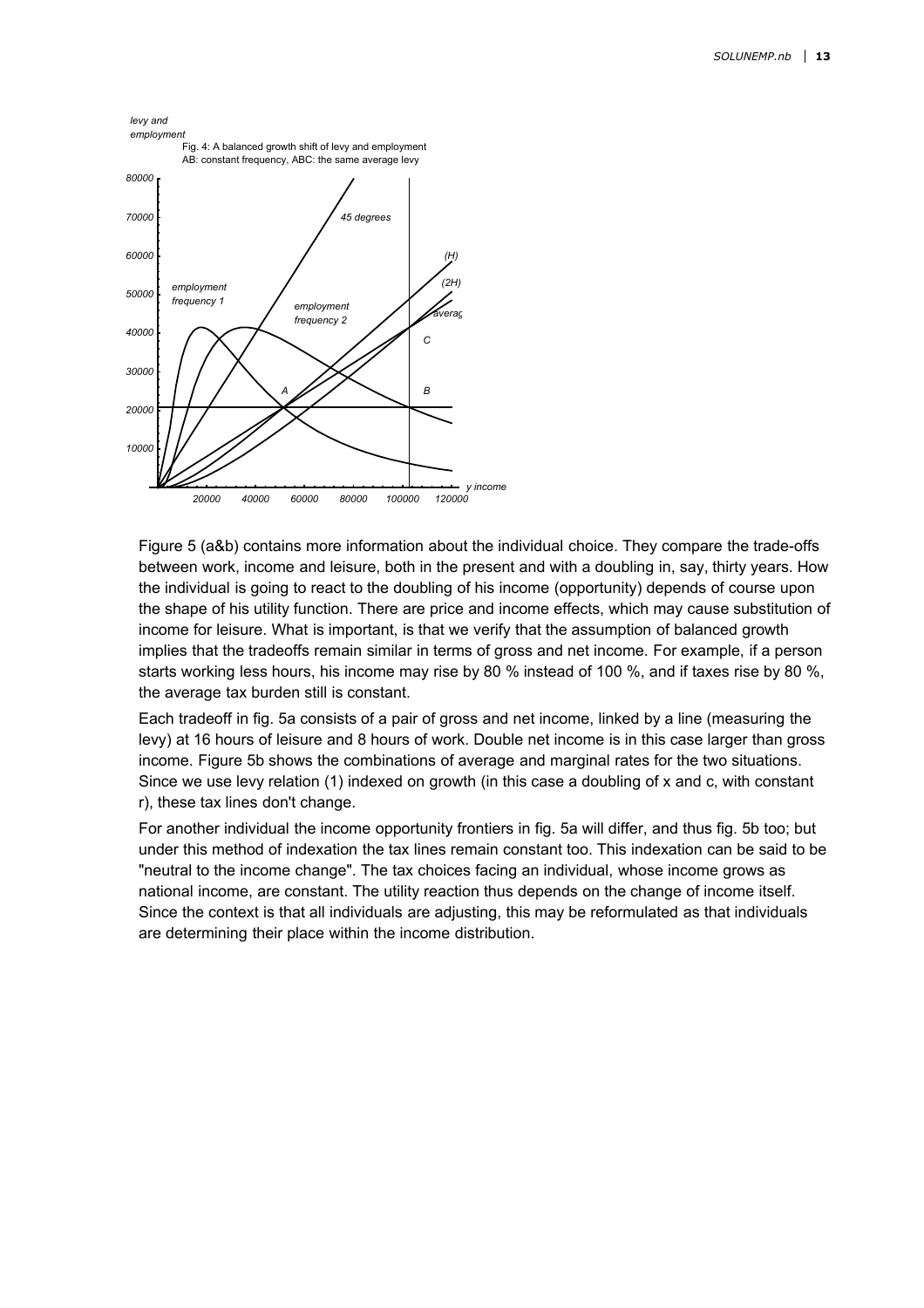Fig. 4: A balanced growth shift of levy and employment
AB: constant frequency, ABC: the same average levy

Figure 5 (a&b) contains more information about the individual choice. They compare the trade-offs between work, income and leisure, both in the present and with a doubling in, say, thirty years. How the individual is going to react to the doubling of his income (opportunity) depends of course upon the shape of his utility function. There are price and income effects, which may cause substitution of income for leisure. What is important, is that we verify that the assumption of balanced growth implies that the tradeoffs remain similar in terms of gross and net income. For example, if a person starts working less hours, his income may rise by 80 % instead of 100 %, and if taxes rise by 80 %, the average tax burden still is constant.

Each tradeoff in fig. 5a consists of a pair of gross and net income, linked by a line (measuring the levy) at 16 hours of leisure and 8 hours of work. Double net income is in this case larger than gross income. Figure 5b shows the combinations of average and marginal rates for the two situations. Since we use levy relation (1) indexed on growth (in this case a doubling of x and c, with constant r), these tax lines don't change.

For another individual the income opportunity frontiers in fig. 5a will differ, and thus fig. 5b too; but under this method of indexation the tax lines remain constant too. This indexation can be said to be "neutral to the income change". The tax choices facing an individual, whose income grows as national income, are constant. The utility reaction thus depends on the change of income itself. Since the context is that all individuals are adjusting, this may be reformulated as that individuals are determining their place within the income distribution.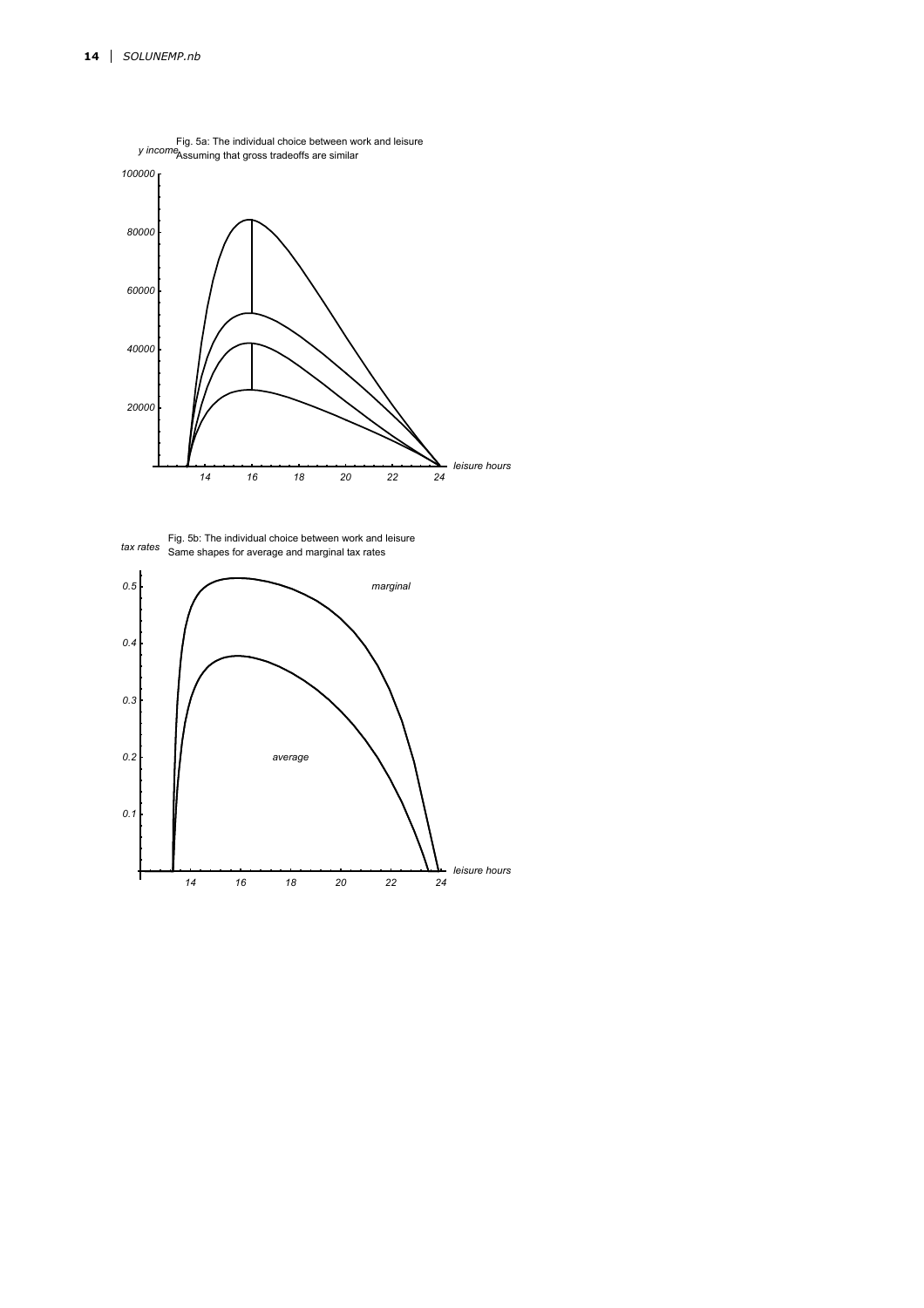Fig. 5a: The individual choice between work and leisure
Assuming that gross tradeoffs are similar

*y income*

100000

80000

60000

40000

20000

14 16 18 20 22 24 *leisure hours*

Fig. 5b: The individual choice between work and leisure
Same shapes for average and marginal tax rates

*tax rates*

0.5

0.4

0.3

0.2

0.1

*marginal*

*average*

14 16 18 20 22 24 *leisure hours*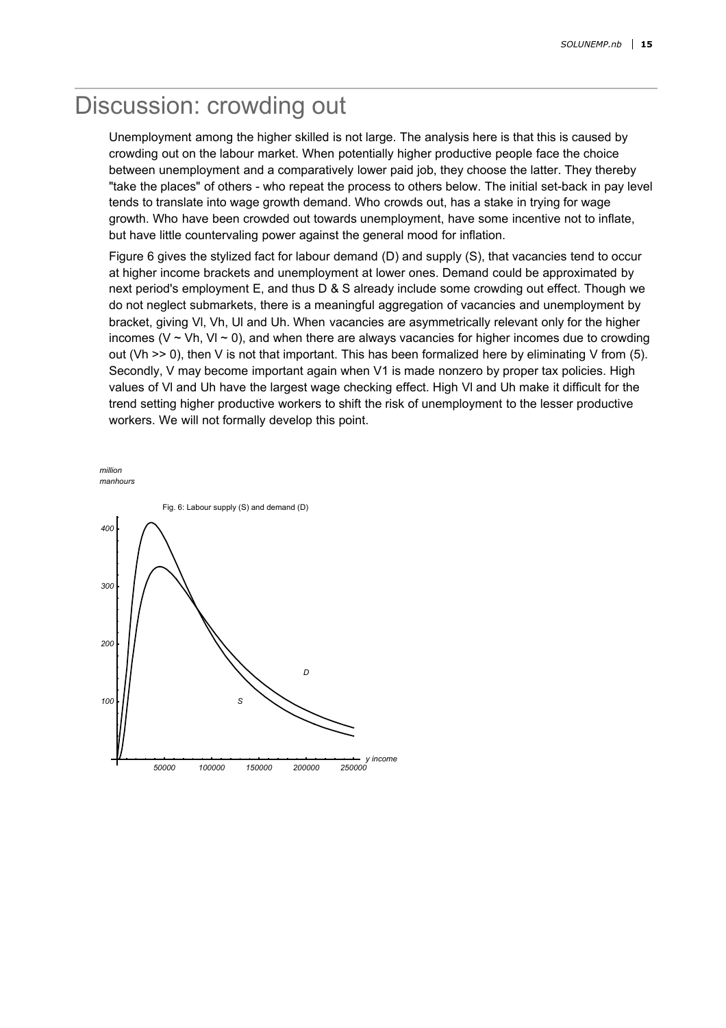# Discussion: crowding out

Unemployment among the higher skilled is not large. The analysis here is that this is caused by crowding out on the labour market. When potentially higher productive people face the choice between unemployment and a comparatively lower paid job, they choose the latter. They thereby "take the places" of others - who repeat the process to others below. The initial set-back in pay level tends to translate into wage growth demand. Who crowds out, has a stake in trying for wage growth. Who have been crowded out towards unemployment, have some incentive not to inflate, but have little countervaling power against the general mood for inflation.

Figure 6 gives the stylized fact for labour demand (D) and supply (S), that vacancies tend to occur at higher income brackets and unemployment at lower ones. Demand could be approximated by next period's employment E, and thus D & S already include some crowding out effect. Though we do not neglect submarkets, there is a meaningful aggregation of vacancies and unemployment by bracket, giving Vl, Vh, Ul and Uh. When vacancies are asymmetrically relevant only for the higher incomes (V ~ Vh, Vl ~ 0), and when there are always vacancies for higher incomes due to crowding out (Vh >> 0), then V is not that important. This has been formalized here by eliminating V from (5). Secondly, V may become important again when V1 is made nonzero by proper tax policies. High values of Vl and Uh have the largest wage checking effect. High Vl and Uh make it difficult for the trend setting higher productive workers to shift the risk of unemployment to the lesser productive workers. We will not formally develop this point.

Fig. 6: Labour supply (S) and demand (D)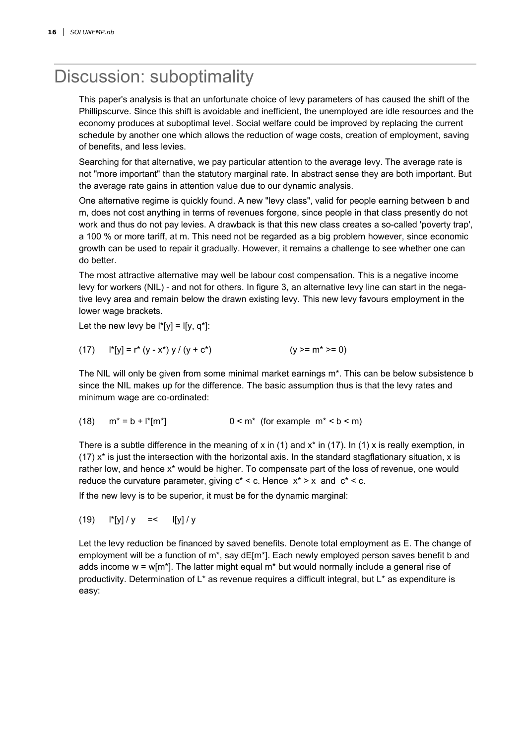# Discussion: suboptimality

This paper's analysis is that an unfortunate choice of levy parameters of has caused the shift of the Phillipscurve. Since this shift is avoidable and inefficient, the unemployed are idle resources and the economy produces at suboptimal level. Social welfare could be improved by replacing the current schedule by another one which allows the reduction of wage costs, creation of employment, saving of benefits, and less levies.

Searching for that alternative, we pay particular attention to the average levy. The average rate is not "more important" than the statutory marginal rate. In abstract sense they are both important. But the average rate gains in attention value due to our dynamic analysis.

One alternative regime is quickly found. A new "levy class", valid for people earning between b and m, does not cost anything in terms of revenues forgone, since people in that class presently do not work and thus do not pay levies. A drawback is that this new class creates a so-called 'poverty trap', a 100 % or more tariff, at m. This need not be regarded as a big problem however, since economic growth can be used to repair it gradually. However, it remains a challenge to see whether one can do better.

The most attractive alternative may well be labour cost compensation. This is a negative income levy for workers (NIL) - and not for others. In figure 3, an alternative levy line can start in the negative levy area and remain below the drawn existing levy. This new levy favours employment in the lower wage brackets.

Let the new levy be $l^*[y] = l[y, q^*]$:

$$(17) \qquad l^*[y] = r^* (y - x^*)\, y / (y + c^*) \qquad\qquad (y >= m^* >= 0)$$

The NIL will only be given from some minimal market earnings $m^*$. This can be below subsistence b since the NIL makes up for the difference. The basic assumption thus is that the levy rates and minimum wage are co-ordinated:

$$(18) \qquad m^* = b + l^*[m^*] \qquad\qquad 0 < m^* \ \ \text{(for example } m^* < b < m)$$

There is a subtle difference in the meaning of x in (1) and $x^*$ in (17). In (1) x is really exemption, in (17) $x^*$ is just the intersection with the horizontal axis. In the standard stagflationary situation, x is rather low, and hence $x^*$ would be higher. To compensate part of the loss of revenue, one would reduce the curvature parameter, giving $c^* < c$. Hence $x^* > x$ and $c^* < c$.

If the new levy is to be superior, it must be for the dynamic marginal:

$$(19) \qquad l^*[y] / y \quad =< \quad l[y] / y$$

Let the levy reduction be financed by saved benefits. Denote total employment as E. The change of employment will be a function of $m^*$, say $dE[m^*]$. Each newly employed person saves benefit b and adds income $w = w[m^*]$. The latter might equal $m^*$ but would normally include a general rise of productivity. Determination of $L^*$ as revenue requires a difficult integral, but $L^*$ as expenditure is easy: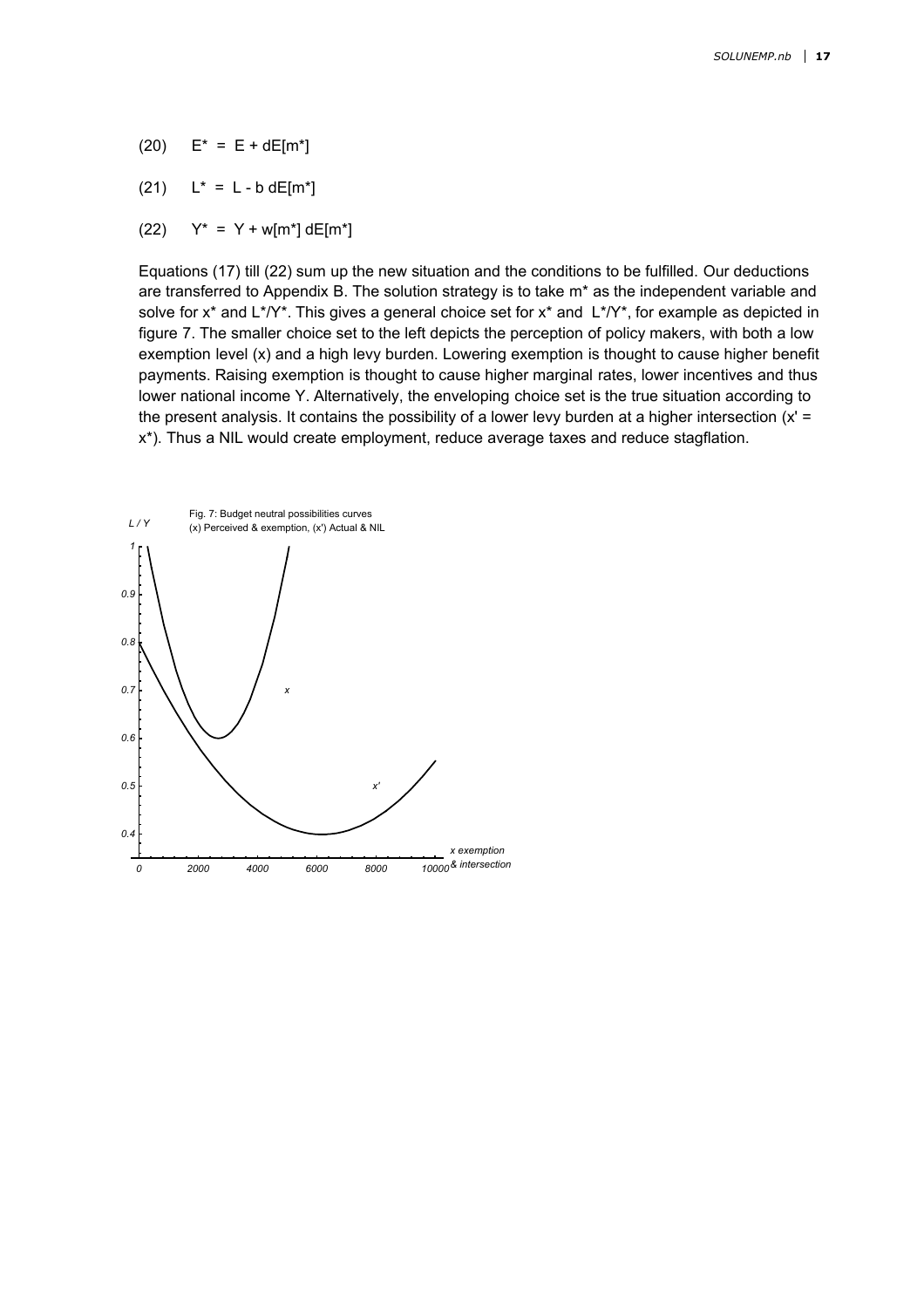$$(20) \quad E^* = E + dE[m^*]$$

$$(21) \quad L^* = L - b\, dE[m^*]$$

$$(22) \quad Y^* = Y + w[m^*]\, dE[m^*]$$

Equations (17) till (22) sum up the new situation and the conditions to be fulfilled. Our deductions are transferred to Appendix B. The solution strategy is to take $m^*$ as the independent variable and solve for $x^*$ and $L^*/Y^*$. This gives a general choice set for $x^*$ and $L^*/Y^*$, for example as depicted in figure 7. The smaller choice set to the left depicts the perception of policy makers, with both a low exemption level (x) and a high levy burden. Lowering exemption is thought to cause higher benefit payments. Raising exemption is thought to cause higher marginal rates, lower incentives and thus lower national income Y. Alternatively, the enveloping choice set is the true situation according to the present analysis. It contains the possibility of a lower levy burden at a higher intersection ($x' = x^*$). Thus a NIL would create employment, reduce average taxes and reduce stagflation.

Fig. 7: Budget neutral possibilities curves (x) Perceived & exemption, (x') Actual & NIL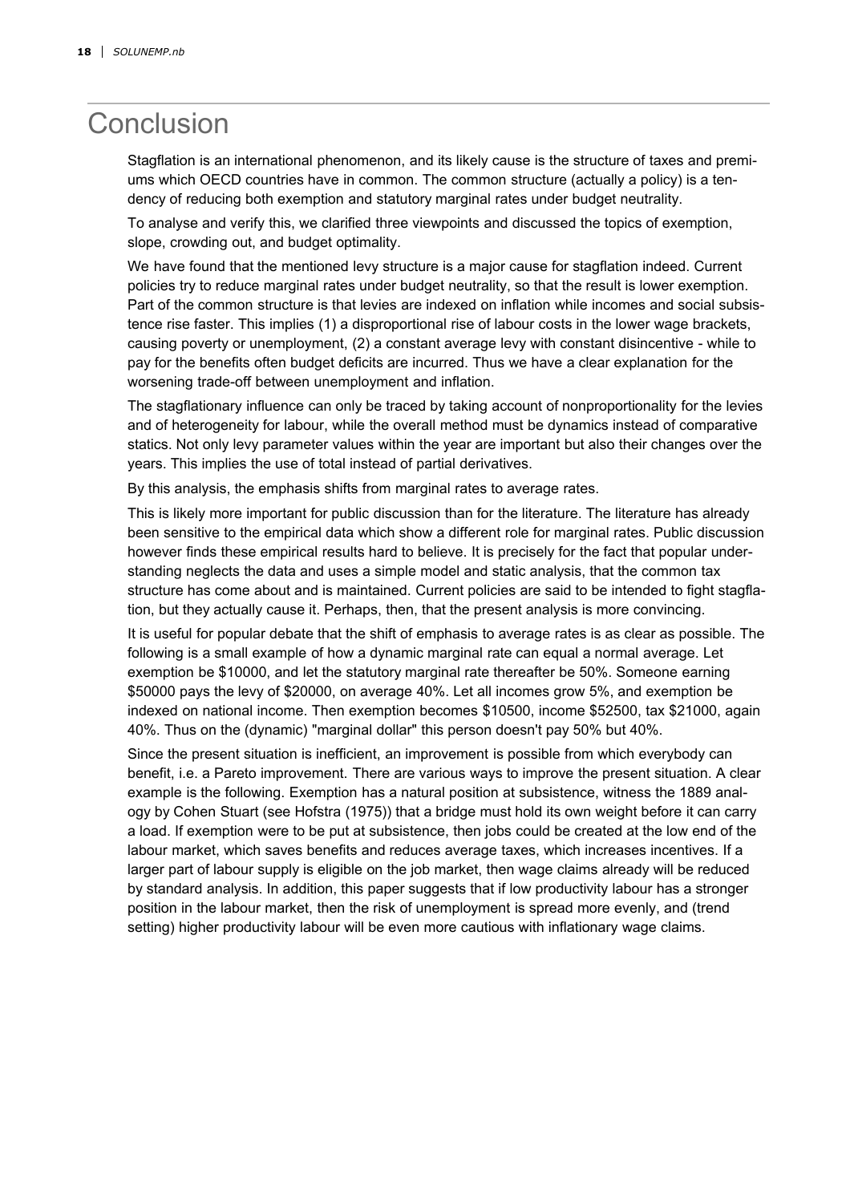# Conclusion

Stagflation is an international phenomenon, and its likely cause is the structure of taxes and premiums which OECD countries have in common. The common structure (actually a policy) is a tendency of reducing both exemption and statutory marginal rates under budget neutrality.

To analyse and verify this, we clarified three viewpoints and discussed the topics of exemption, slope, crowding out, and budget optimality.

We have found that the mentioned levy structure is a major cause for stagflation indeed. Current policies try to reduce marginal rates under budget neutrality, so that the result is lower exemption. Part of the common structure is that levies are indexed on inflation while incomes and social subsistence rise faster. This implies (1) a disproportional rise of labour costs in the lower wage brackets, causing poverty or unemployment, (2) a constant average levy with constant disincentive - while to pay for the benefits often budget deficits are incurred. Thus we have a clear explanation for the worsening trade-off between unemployment and inflation.

The stagflationary influence can only be traced by taking account of nonproportionality for the levies and of heterogeneity for labour, while the overall method must be dynamics instead of comparative statics. Not only levy parameter values within the year are important but also their changes over the years. This implies the use of total instead of partial derivatives.

By this analysis, the emphasis shifts from marginal rates to average rates.

This is likely more important for public discussion than for the literature. The literature has already been sensitive to the empirical data which show a different role for marginal rates. Public discussion however finds these empirical results hard to believe. It is precisely for the fact that popular understanding neglects the data and uses a simple model and static analysis, that the common tax structure has come about and is maintained. Current policies are said to be intended to fight stagflation, but they actually cause it. Perhaps, then, that the present analysis is more convincing.

It is useful for popular debate that the shift of emphasis to average rates is as clear as possible. The following is a small example of how a dynamic marginal rate can equal a normal average. Let exemption be $10000, and let the statutory marginal rate thereafter be 50%. Someone earning $50000 pays the levy of $20000, on average 40%. Let all incomes grow 5%, and exemption be indexed on national income. Then exemption becomes $10500, income $52500, tax $21000, again 40%. Thus on the (dynamic) "marginal dollar" this person doesn't pay 50% but 40%.

Since the present situation is inefficient, an improvement is possible from which everybody can benefit, i.e. a Pareto improvement. There are various ways to improve the present situation. A clear example is the following. Exemption has a natural position at subsistence, witness the 1889 analogy by Cohen Stuart (see Hofstra (1975)) that a bridge must hold its own weight before it can carry a load. If exemption were to be put at subsistence, then jobs could be created at the low end of the labour market, which saves benefits and reduces average taxes, which increases incentives. If a larger part of labour supply is eligible on the job market, then wage claims already will be reduced by standard analysis. In addition, this paper suggests that if low productivity labour has a stronger position in the labour market, then the risk of unemployment is spread more evenly, and (trend setting) higher productivity labour will be even more cautious with inflationary wage claims.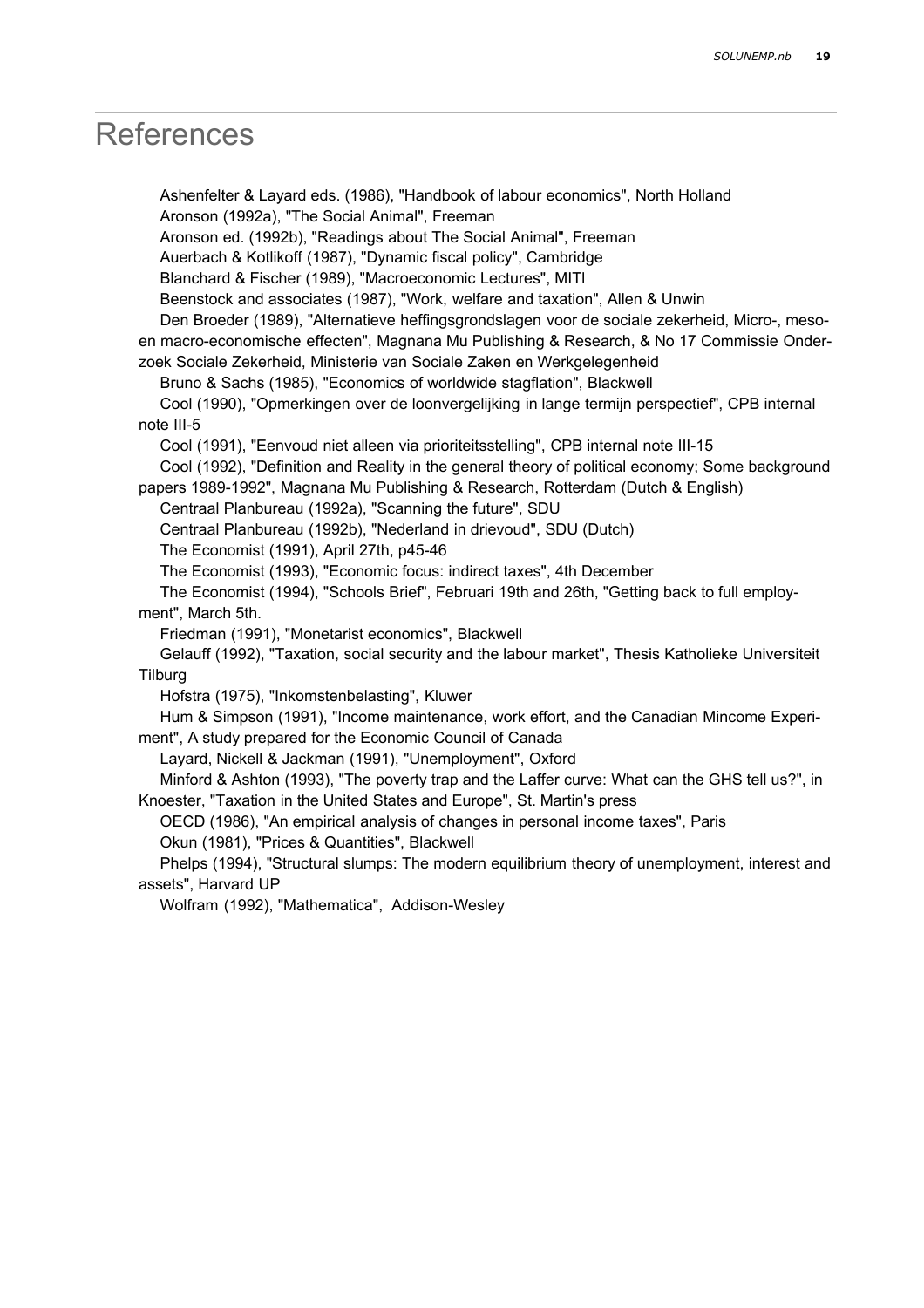# References

Ashenfelter & Layard eds. (1986), "Handbook of labour economics", North Holland

Aronson (1992a), "The Social Animal", Freeman

Aronson ed. (1992b), "Readings about The Social Animal", Freeman

Auerbach & Kotlikoff (1987), "Dynamic fiscal policy", Cambridge

Blanchard & Fischer (1989), "Macroeconomic Lectures", MITl

Beenstock and associates (1987), "Work, welfare and taxation", Allen & Unwin

Den Broeder (1989), "Alternatieve heffingsgrondslagen voor de sociale zekerheid, Micro-, meso- en macro-economische effecten", Magnana Mu Publishing & Research, & No 17 Commissie Onderzoek Sociale Zekerheid, Ministerie van Sociale Zaken en Werkgelegenheid

Bruno & Sachs (1985), "Economics of worldwide stagflation", Blackwell

Cool (1990), "Opmerkingen over de loonvergelijking in lange termijn perspectief", CPB internal note III-5

Cool (1991), "Eenvoud niet alleen via prioriteitsstelling", CPB internal note III-15

Cool (1992), "Definition and Reality in the general theory of political economy; Some background papers 1989-1992", Magnana Mu Publishing & Research, Rotterdam (Dutch & English)

Centraal Planbureau (1992a), "Scanning the future", SDU

Centraal Planbureau (1992b), "Nederland in drievoud", SDU (Dutch)

The Economist (1991), April 27th, p45-46

The Economist (1993), "Economic focus: indirect taxes", 4th December

The Economist (1994), "Schools Brief", Februari 19th and 26th, "Getting back to full employment", March 5th.

Friedman (1991), "Monetarist economics", Blackwell

Gelauff (1992), "Taxation, social security and the labour market", Thesis Katholieke Universiteit Tilburg

Hofstra (1975), "Inkomstenbelasting", Kluwer

Hum & Simpson (1991), "Income maintenance, work effort, and the Canadian Mincome Experiment", A study prepared for the Economic Council of Canada

Layard, Nickell & Jackman (1991), "Unemployment", Oxford

Minford & Ashton (1993), "The poverty trap and the Laffer curve: What can the GHS tell us?", in Knoester, "Taxation in the United States and Europe", St. Martin's press

OECD (1986), "An empirical analysis of changes in personal income taxes", Paris

Okun (1981), "Prices & Quantities", Blackwell

Phelps (1994), "Structural slumps: The modern equilibrium theory of unemployment, interest and assets", Harvard UP

Wolfram (1992), "Mathematica", Addison-Wesley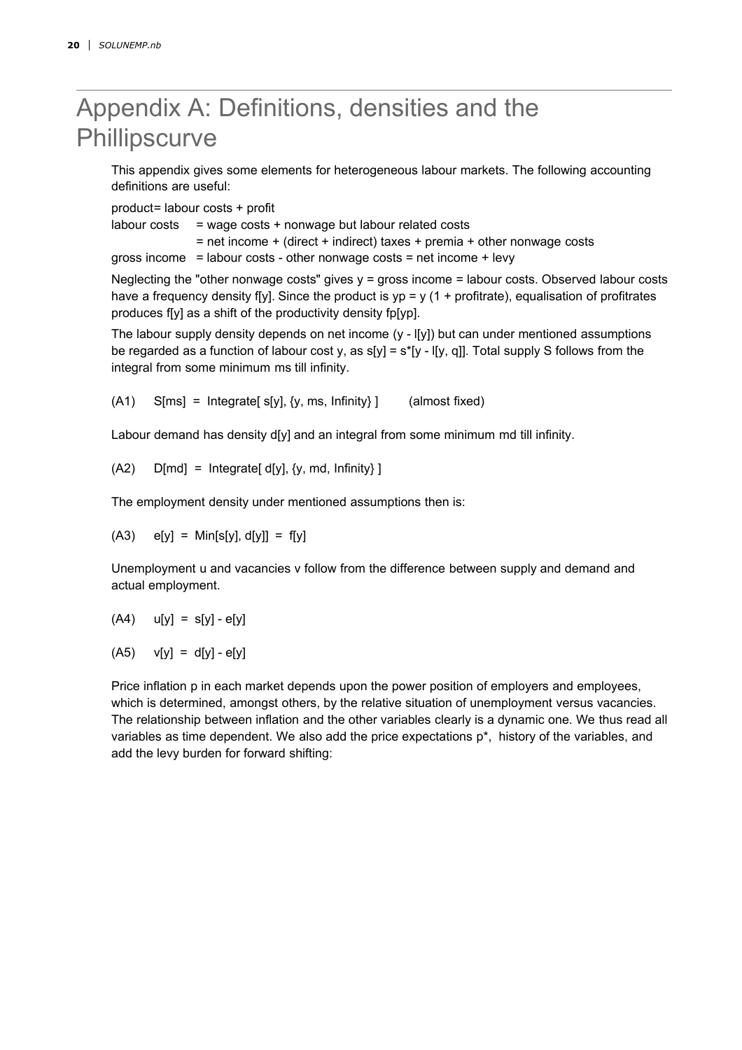# Appendix A: Definitions, densities and the Phillipscurve

This appendix gives some elements for heterogeneous labour markets. The following accounting definitions are useful:

product= labour costs + profit
labour costs = wage costs + nonwage but labour related costs
= net income + (direct + indirect) taxes + premia + other nonwage costs
gross income = labour costs - other nonwage costs = net income + levy

Neglecting the "other nonwage costs" gives y = gross income = labour costs. Observed labour costs have a frequency density f[y]. Since the product is yp = y (1 + profitrate), equalisation of profitrates produces f[y] as a shift of the productivity density fp[yp].

The labour supply density depends on net income (y - l[y]) but can under mentioned assumptions be regarded as a function of labour cost y, as s[y] = s*[y - l[y, q]]. Total supply S follows from the integral from some minimum ms till infinity.

(A1) S[ms] = Integrate[ s[y], {y, ms, Infinity} ] (almost fixed)

Labour demand has density d[y] and an integral from some minimum md till infinity.

(A2) D[md] = Integrate[ d[y], {y, md, Infinity} ]

The employment density under mentioned assumptions then is:

(A3) e[y] = Min[s[y], d[y]] = f[y]

Unemployment u and vacancies v follow from the difference between supply and demand and actual employment.

(A4) u[y] = s[y] - e[y]

(A5) v[y] = d[y] - e[y]

Price inflation p in each market depends upon the power position of employers and employees, which is determined, amongst others, by the relative situation of unemployment versus vacancies. The relationship between inflation and the other variables clearly is a dynamic one. We thus read all variables as time dependent. We also add the price expectations p*, history of the variables, and add the levy burden for forward shifting: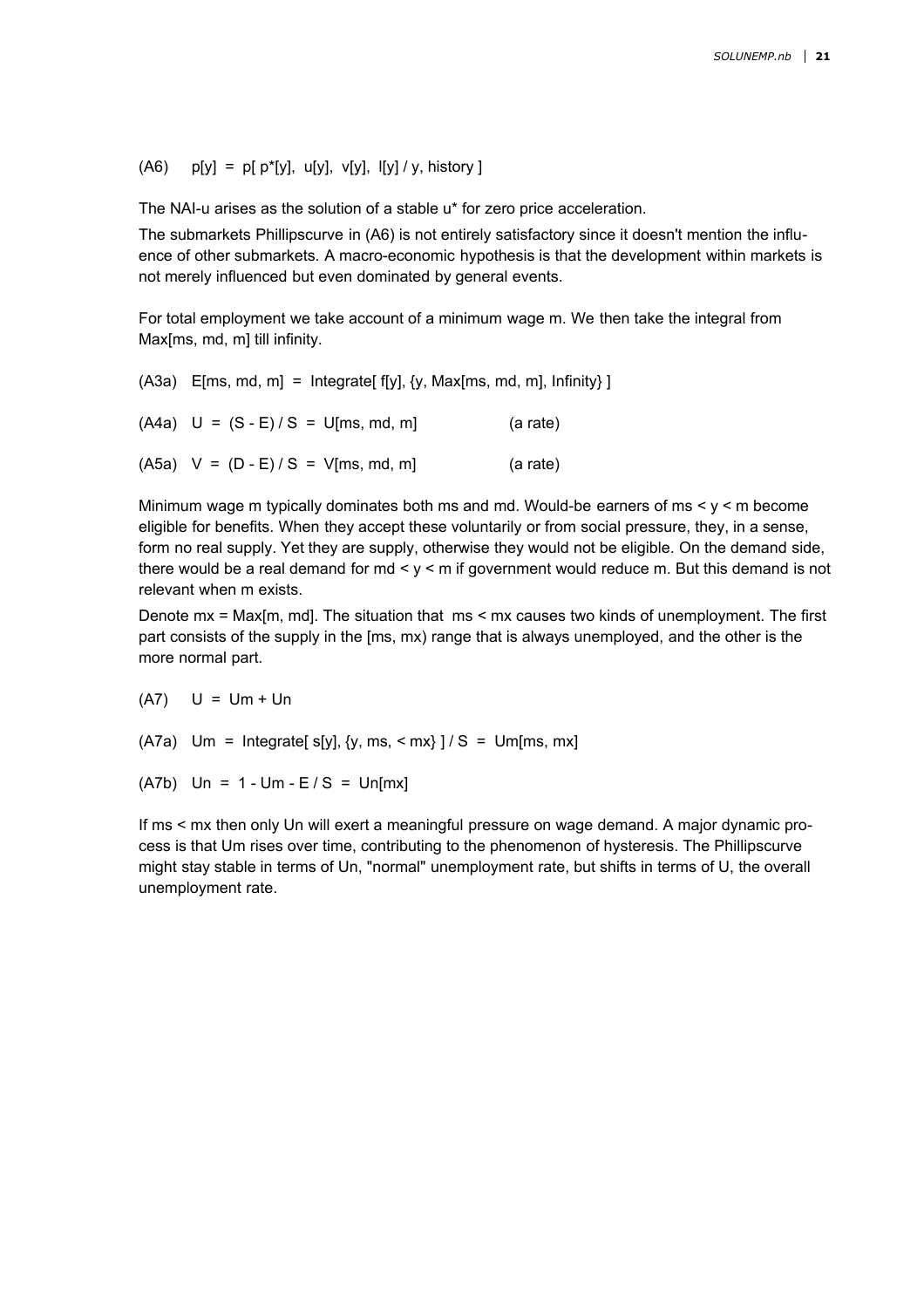(A6) $\quad p[y] = p[\, p^*[y],\ u[y],\ v[y],\ l[y] / y, \text{history}\,]$

The NAI-u arises as the solution of a stable u* for zero price acceleration.

The submarkets Phillipscurve in (A6) is not entirely satisfactory since it doesn't mention the influence of other submarkets. A macro-economic hypothesis is that the development within markets is not merely influenced but even dominated by general events.

For total employment we take account of a minimum wage m. We then take the integral from Max[ms, md, m] till infinity.

(A3a) $\quad E[ms, md, m] = \text{Integrate}[\, f[y], \{y, \text{Max}[ms, md, m], \text{Infinity}\}\,]$

(A4a) $\quad U = (S - E) / S = U[ms, md, m] \qquad$ (a rate)

(A5a) $\quad V = (D - E) / S = V[ms, md, m] \qquad$ (a rate)

Minimum wage m typically dominates both ms and md. Would-be earners of $ms < y < m$ become eligible for benefits. When they accept these voluntarily or from social pressure, they, in a sense, form no real supply. Yet they are supply, otherwise they would not be eligible. On the demand side, there would be a real demand for $md < y < m$ if government would reduce m. But this demand is not relevant when m exists.

Denote mx = Max[m, md]. The situation that $ms < mx$ causes two kinds of unemployment. The first part consists of the supply in the [ms, mx) range that is always unemployed, and the other is the more normal part.

(A7) $\quad U = Um + Un$

(A7a) $\quad Um = \text{Integrate}[\, s[y], \{y, ms, < mx\}\,] / S = Um[ms, mx]$

(A7b) $\quad Un = 1 - Um - E / S = Un[mx]$

If $ms < mx$ then only Un will exert a meaningful pressure on wage demand. A major dynamic process is that Um rises over time, contributing to the phenomenon of hysteresis. The Phillipscurve might stay stable in terms of Un, "normal" unemployment rate, but shifts in terms of U, the overall unemployment rate.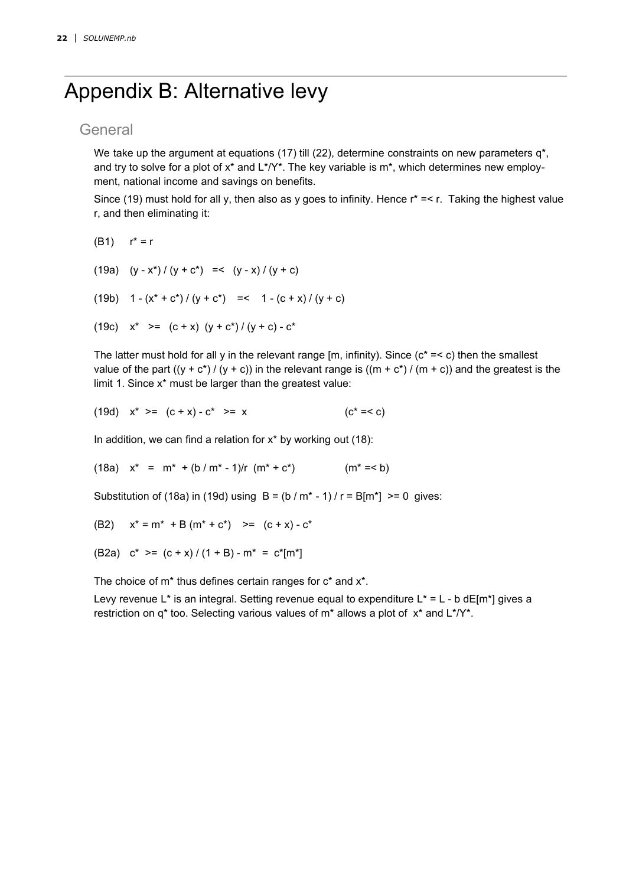# Appendix B: Alternative levy

## General

We take up the argument at equations (17) till (22), determine constraints on new parameters $q^*$, and try to solve for a plot of $x^*$ and $L^*/Y^*$. The key variable is $m^*$, which determines new employment, national income and savings on benefits.

Since (19) must hold for all y, then also as y goes to infinity. Hence $r^* =< r$. Taking the highest value r, and then eliminating it:

(B1) $r^* = r$

(19a) $(y - x^*) / (y + c^*) \;=<\; (y - x) / (y + c)$

(19b) $1 - (x^* + c^*) / (y + c^*) \;=<\; 1 - (c + x) / (y + c)$

(19c) $x^* \;>=\; (c + x)\; (y + c^*) / (y + c) - c^*$

The latter must hold for all y in the relevant range [m, infinity). Since ($c^* =< c$) then the smallest value of the part $((y + c^*) / (y + c))$ in the relevant range is $((m + c^*) / (m + c))$ and the greatest is the limit 1. Since $x^*$ must be larger than the greatest value:

(19d) $x^* \;>=\; (c + x) - c^* \;>=\; x$ $\qquad\qquad$ ($c^* =< c$)

In addition, we can find a relation for $x^*$ by working out (18):

(18a) $x^* \;=\; m^* + (b / m^* - 1)/r\; (m^* + c^*)$ $\qquad\qquad$ ($m^* =< b$)

Substitution of (18a) in (19d) using $B = (b / m^* - 1) / r = B[m^*] >= 0$ gives:

(B2) $x^* = m^* + B\,(m^* + c^*) \;>=\; (c + x) - c^*$

(B2a) $c^* \;>=\; (c + x) / (1 + B) - m^* \;=\; c^*[m^*]$

The choice of $m^*$ thus defines certain ranges for $c^*$ and $x^*$.

Levy revenue $L^*$ is an integral. Setting revenue equal to expenditure $L^* = L - b\, dE[m^*]$ gives a restriction on $q^*$ too. Selecting various values of $m^*$ allows a plot of $x^*$ and $L^*/Y^*$.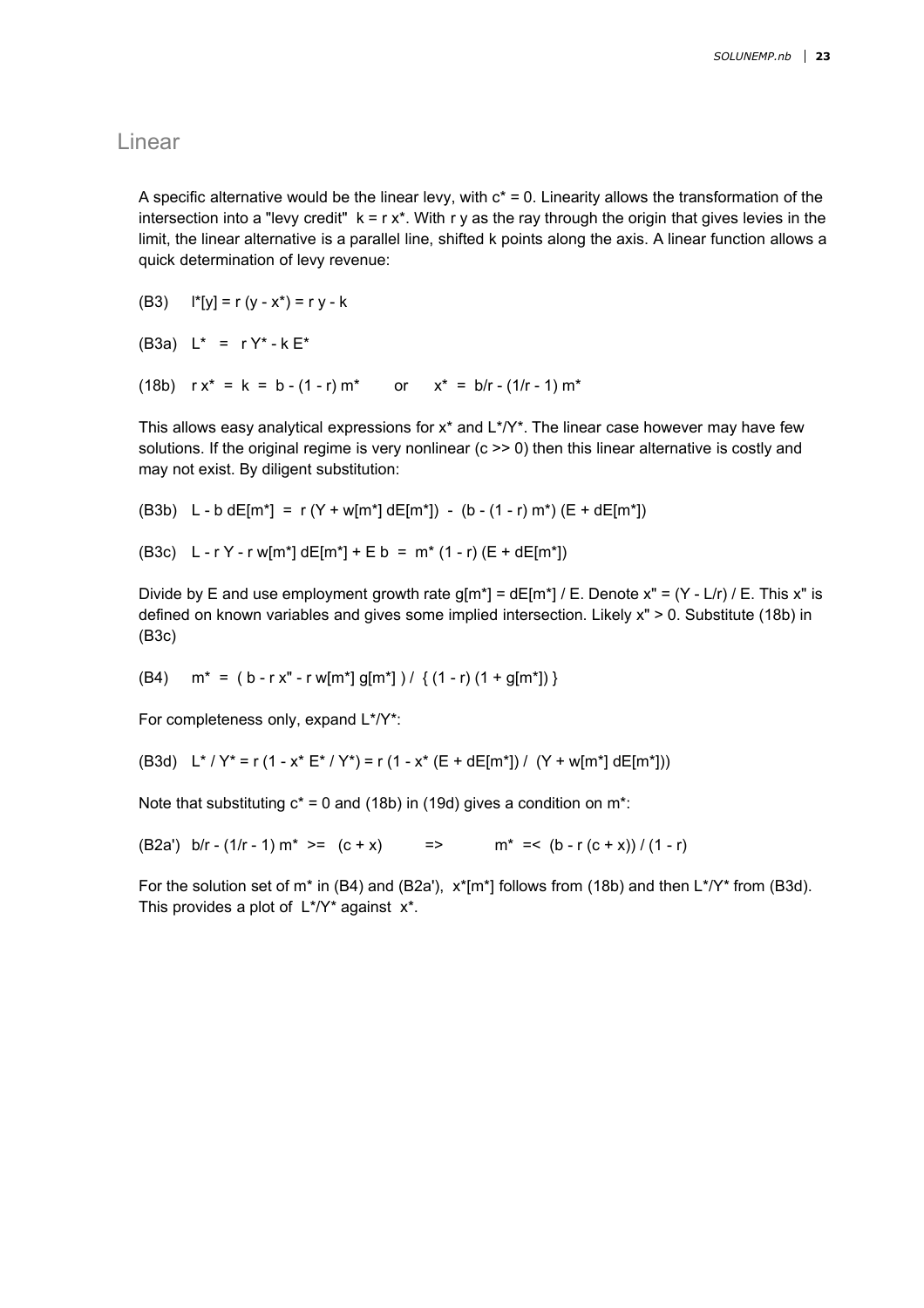## Linear

A specific alternative would be the linear levy, with $c^* = 0$. Linearity allows the transformation of the intersection into a "levy credit" $k = r\, x^*$. With $r\, y$ as the ray through the origin that gives levies in the limit, the linear alternative is a parallel line, shifted k points along the axis. A linear function allows a quick determination of levy revenue:

(B3) $\quad l^*[y] = r\,(y - x^*) = r\, y - k$

(B3a) $\quad L^* \;=\; r\, Y^* - k\, E^*$

(18b) $\quad r\, x^* \;=\; k \;=\; b - (1 - r)\, m^* \qquad \text{or} \qquad x^* \;=\; b/r - (1/r - 1)\, m^*$

This allows easy analytical expressions for $x^*$ and $L^*/Y^*$. The linear case however may have few solutions. If the original regime is very nonlinear ($c >> 0$) then this linear alternative is costly and may not exist. By diligent substitution:

(B3b) $\quad L - b\, dE[m^*] \;=\; r\,(Y + w[m^*]\, dE[m^*]) \;-\; (b - (1 - r)\, m^*)\,(E + dE[m^*])$

(B3c) $\quad L - r\, Y - r\, w[m^*]\, dE[m^*] + E\, b \;=\; m^*\,(1 - r)\,(E + dE[m^*])$

Divide by E and use employment growth rate $g[m^*] = dE[m^*] / E$. Denote $x'' = (Y - L/r) / E$. This $x''$ is defined on known variables and gives some implied intersection. Likely $x'' > 0$. Substitute (18b) in (B3c)

(B4) $\quad m^* \;=\; (\, b - r\, x'' - r\, w[m^*]\, g[m^*]\,) \,/\, \{\, (1 - r)\,(1 + g[m^*])\, \}$

For completeness only, expand $L^*/Y^*$:

(B3d) $\quad L^* / Y^* = r\,(1 - x^*\, E^* / Y^*) = r\,(1 - x^*\,(E + dE[m^*]) \,/\, (Y + w[m^*]\, dE[m^*]))$

Note that substituting $c^* = 0$ and (18b) in (19d) gives a condition on $m^*$:

(B2a') $\quad b/r - (1/r - 1)\, m^* \;>=\; (c + x) \qquad => \qquad m^* \;=<\; (b - r\,(c + x)) \,/\, (1 - r)$

For the solution set of $m^*$ in (B4) and (B2a'), $x^*[m^*]$ follows from (18b) and then $L^*/Y^*$ from (B3d). This provides a plot of $L^*/Y^*$ against $x^*$.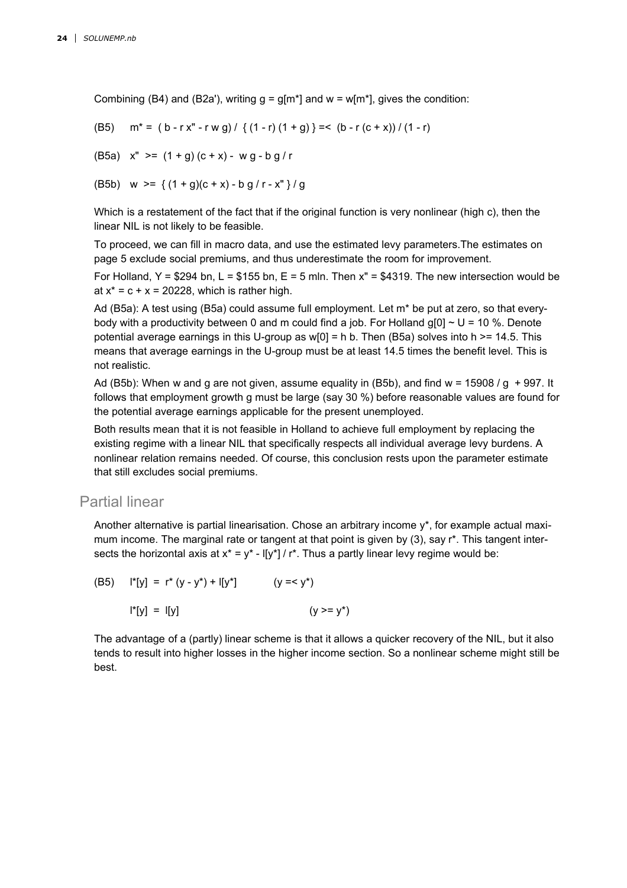Combining (B4) and (B2a'), writing $g = g[m^*]$ and $w = w[m^*]$, gives the condition:

$$\text{(B5)} \quad m^* = ( b - r x'' - r w g) / \{ (1 - r) (1 + g) \} \leq (b - r (c + x)) / (1 - r)$$

$$\text{(B5a)} \quad x'' \geq (1 + g) (c + x) - w g - b g / r$$

$$\text{(B5b)} \quad w \geq \{ (1 + g)(c + x) - b g / r - x'' \} / g$$

Which is a restatement of the fact that if the original function is very nonlinear (high c), then the linear NIL is not likely to be feasible.

To proceed, we can fill in macro data, and use the estimated levy parameters.The estimates on page 5 exclude social premiums, and thus underestimate the room for improvement.

For Holland, Y = \$294 bn, L = \$155 bn, E = 5 mln. Then $x''$ = \$4319. The new intersection would be at $x^* = c + x = 20228$, which is rather high.

Ad (B5a): A test using (B5a) could assume full employment. Let $m^*$ be put at zero, so that everybody with a productivity between 0 and m could find a job. For Holland $g[0] \sim U = 10$ %. Denote potential average earnings in this U-group as $w[0] = h\, b$. Then (B5a) solves into $h \geq 14.5$. This means that average earnings in the U-group must be at least 14.5 times the benefit level. This is not realistic.

Ad (B5b): When w and g are not given, assume equality in (B5b), and find $w = 15908 / g + 997$. It follows that employment growth g must be large (say 30 %) before reasonable values are found for the potential average earnings applicable for the present unemployed.

Both results mean that it is not feasible in Holland to achieve full employment by replacing the existing regime with a linear NIL that specifically respects all individual average levy burdens. A nonlinear relation remains needed. Of course, this conclusion rests upon the parameter estimate that still excludes social premiums.

## Partial linear

Another alternative is partial linearisation. Chose an arbitrary income $y^*$, for example actual maximum income. The marginal rate or tangent at that point is given by (3), say $r^*$. This tangent intersects the horizontal axis at $x^* = y^* - l[y^*] / r^*$. Thus a partly linear levy regime would be:

$$\text{(B5)} \quad l^*[y] = r^* (y - y^*) + l[y^*] \qquad (y \leq y^*)$$

$$l^*[y] = l[y] \qquad (y \geq y^*)$$

The advantage of a (partly) linear scheme is that it allows a quicker recovery of the NIL, but it also tends to result into higher losses in the higher income section. So a nonlinear scheme might still be best.